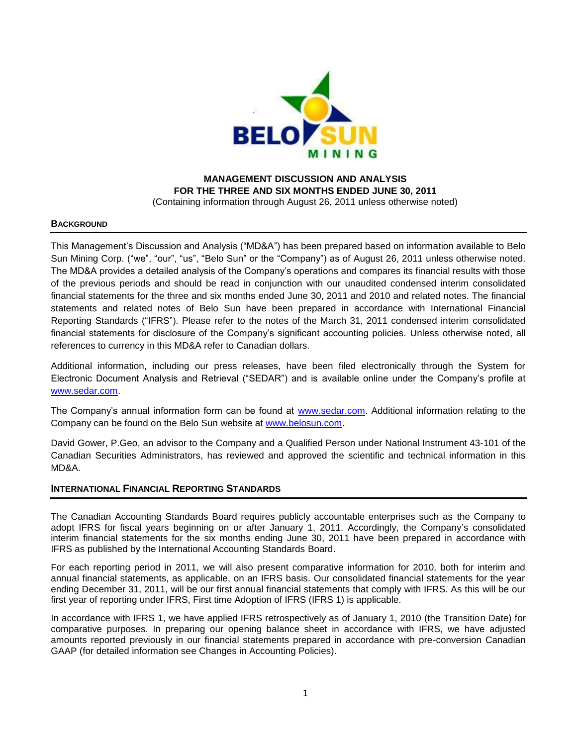# MANAGEMENT DISCUSSION AND ANALYSIS
# FOR THE THREE AND SIX MONTHS ENDED JUNE 30, 2011

(Containing information through August 26, 2011 unless otherwise noted)

## BACKGROUND

This Management's Discussion and Analysis ("MD&A") has been prepared based on information available to Belo Sun Mining Corp. ("we", "our", "us", "Belo Sun" or the "Company") as of August 26, 2011 unless otherwise noted. The MD&A provides a detailed analysis of the Company's operations and compares its financial results with those of the previous periods and should be read in conjunction with our unaudited condensed interim consolidated financial statements for the three and six months ended June 30, 2011 and 2010 and related notes. The financial statements and related notes of Belo Sun have been prepared in accordance with International Financial Reporting Standards ("IFRS"). Please refer to the notes of the March 31, 2011 condensed interim consolidated financial statements for disclosure of the Company's significant accounting policies. Unless otherwise noted, all references to currency in this MD&A refer to Canadian dollars.

Additional information, including our press releases, have been filed electronically through the System for Electronic Document Analysis and Retrieval ("SEDAR") and is available online under the Company's profile at www.sedar.com.

The Company's annual information form can be found at www.sedar.com. Additional information relating to the Company can be found on the Belo Sun website at www.belosun.com.

David Gower, P.Geo, an advisor to the Company and a Qualified Person under National Instrument 43-101 of the Canadian Securities Administrators, has reviewed and approved the scientific and technical information in this MD&A.

## INTERNATIONAL FINANCIAL REPORTING STANDARDS

The Canadian Accounting Standards Board requires publicly accountable enterprises such as the Company to adopt IFRS for fiscal years beginning on or after January 1, 2011. Accordingly, the Company's consolidated interim financial statements for the six months ending June 30, 2011 have been prepared in accordance with IFRS as published by the International Accounting Standards Board.

For each reporting period in 2011, we will also present comparative information for 2010, both for interim and annual financial statements, as applicable, on an IFRS basis. Our consolidated financial statements for the year ending December 31, 2011, will be our first annual financial statements that comply with IFRS. As this will be our first year of reporting under IFRS, First time Adoption of IFRS (IFRS 1) is applicable.

In accordance with IFRS 1, we have applied IFRS retrospectively as of January 1, 2010 (the Transition Date) for comparative purposes. In preparing our opening balance sheet in accordance with IFRS, we have adjusted amounts reported previously in our financial statements prepared in accordance with pre-conversion Canadian GAAP (for detailed information see Changes in Accounting Policies).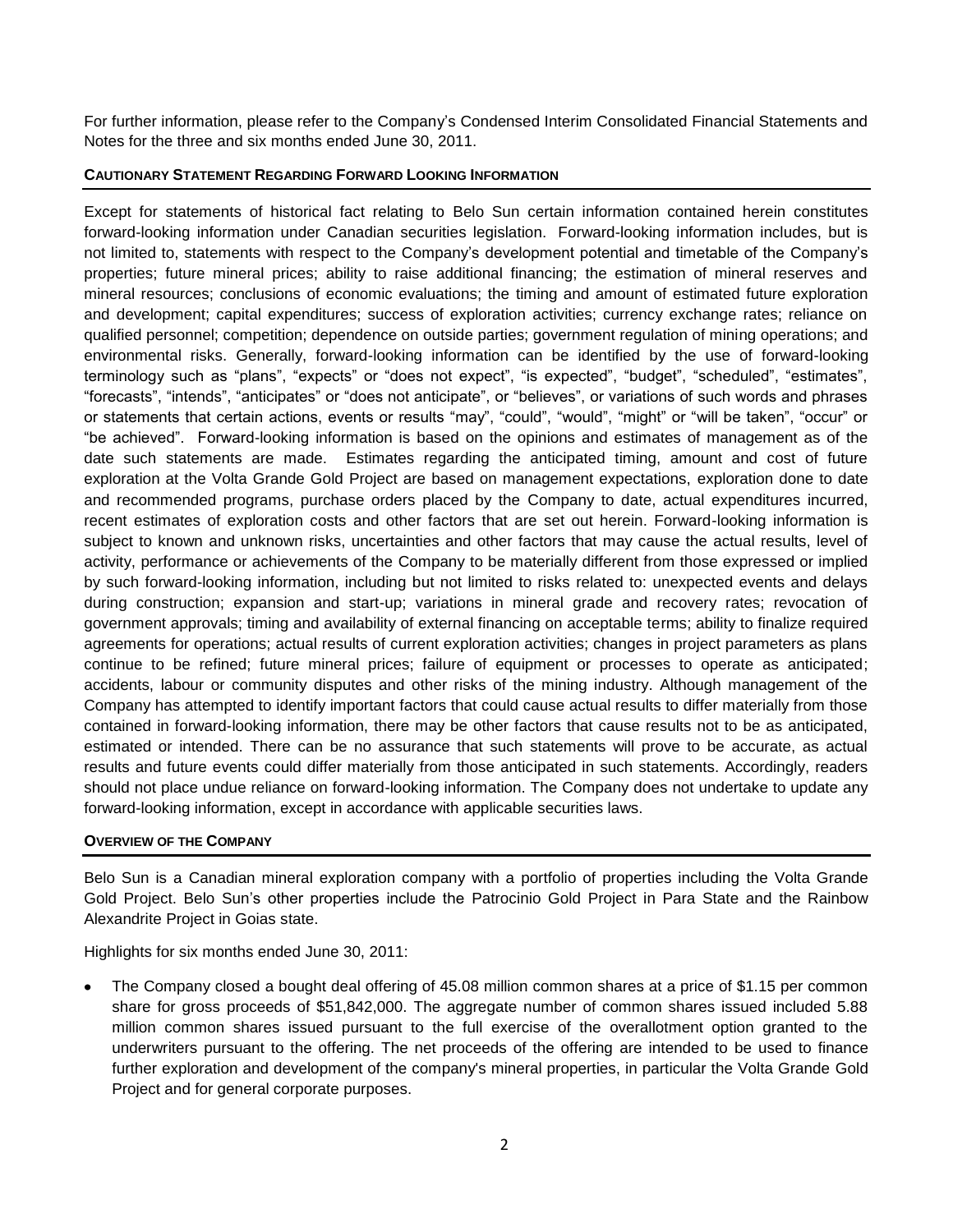For further information, please refer to the Company's Condensed Interim Consolidated Financial Statements and Notes for the three and six months ended June 30, 2011.

## CAUTIONARY STATEMENT REGARDING FORWARD LOOKING INFORMATION

Except for statements of historical fact relating to Belo Sun certain information contained herein constitutes forward-looking information under Canadian securities legislation. Forward-looking information includes, but is not limited to, statements with respect to the Company's development potential and timetable of the Company's properties; future mineral prices; ability to raise additional financing; the estimation of mineral reserves and mineral resources; conclusions of economic evaluations; the timing and amount of estimated future exploration and development; capital expenditures; success of exploration activities; currency exchange rates; reliance on qualified personnel; competition; dependence on outside parties; government regulation of mining operations; and environmental risks. Generally, forward-looking information can be identified by the use of forward-looking terminology such as "plans", "expects" or "does not expect", "is expected", "budget", "scheduled", "estimates", "forecasts", "intends", "anticipates" or "does not anticipate", or "believes", or variations of such words and phrases or statements that certain actions, events or results "may", "could", "would", "might" or "will be taken", "occur" or "be achieved". Forward-looking information is based on the opinions and estimates of management as of the date such statements are made. Estimates regarding the anticipated timing, amount and cost of future exploration at the Volta Grande Gold Project are based on management expectations, exploration done to date and recommended programs, purchase orders placed by the Company to date, actual expenditures incurred, recent estimates of exploration costs and other factors that are set out herein. Forward-looking information is subject to known and unknown risks, uncertainties and other factors that may cause the actual results, level of activity, performance or achievements of the Company to be materially different from those expressed or implied by such forward-looking information, including but not limited to risks related to: unexpected events and delays during construction; expansion and start-up; variations in mineral grade and recovery rates; revocation of government approvals; timing and availability of external financing on acceptable terms; ability to finalize required agreements for operations; actual results of current exploration activities; changes in project parameters as plans continue to be refined; future mineral prices; failure of equipment or processes to operate as anticipated; accidents, labour or community disputes and other risks of the mining industry. Although management of the Company has attempted to identify important factors that could cause actual results to differ materially from those contained in forward-looking information, there may be other factors that cause results not to be as anticipated, estimated or intended. There can be no assurance that such statements will prove to be accurate, as actual results and future events could differ materially from those anticipated in such statements. Accordingly, readers should not place undue reliance on forward-looking information. The Company does not undertake to update any forward-looking information, except in accordance with applicable securities laws.

## OVERVIEW OF THE COMPANY

Belo Sun is a Canadian mineral exploration company with a portfolio of properties including the Volta Grande Gold Project. Belo Sun's other properties include the Patrocinio Gold Project in Para State and the Rainbow Alexandrite Project in Goias state.

Highlights for six months ended June 30, 2011:

- The Company closed a bought deal offering of 45.08 million common shares at a price of $1.15 per common share for gross proceeds of $51,842,000. The aggregate number of common shares issued included 5.88 million common shares issued pursuant to the full exercise of the overallotment option granted to the underwriters pursuant to the offering. The net proceeds of the offering are intended to be used to finance further exploration and development of the company's mineral properties, in particular the Volta Grande Gold Project and for general corporate purposes.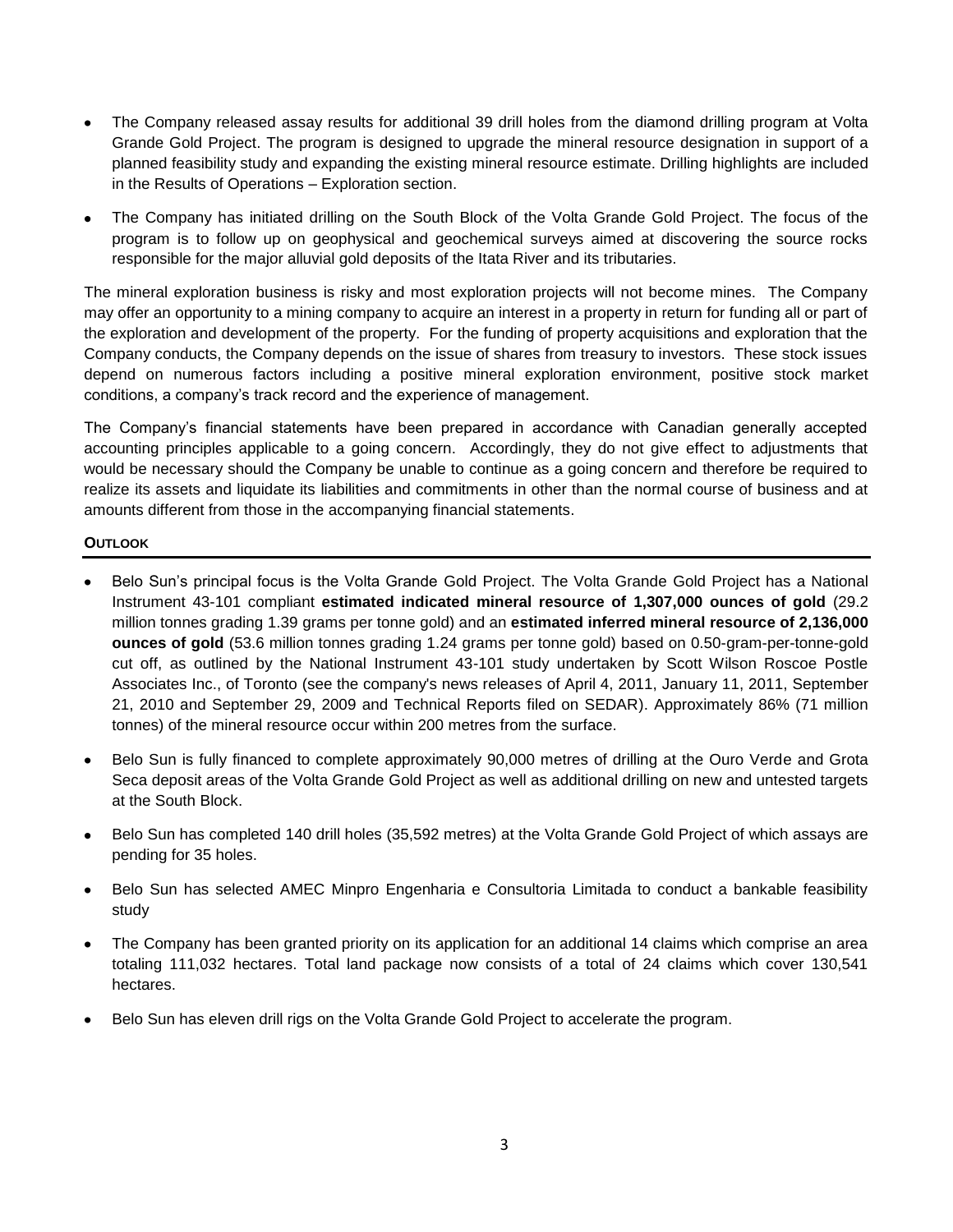- The Company released assay results for additional 39 drill holes from the diamond drilling program at Volta Grande Gold Project. The program is designed to upgrade the mineral resource designation in support of a planned feasibility study and expanding the existing mineral resource estimate. Drilling highlights are included in the Results of Operations – Exploration section.
- The Company has initiated drilling on the South Block of the Volta Grande Gold Project. The focus of the program is to follow up on geophysical and geochemical surveys aimed at discovering the source rocks responsible for the major alluvial gold deposits of the Itata River and its tributaries.

The mineral exploration business is risky and most exploration projects will not become mines. The Company may offer an opportunity to a mining company to acquire an interest in a property in return for funding all or part of the exploration and development of the property. For the funding of property acquisitions and exploration that the Company conducts, the Company depends on the issue of shares from treasury to investors. These stock issues depend on numerous factors including a positive mineral exploration environment, positive stock market conditions, a company's track record and the experience of management.

The Company's financial statements have been prepared in accordance with Canadian generally accepted accounting principles applicable to a going concern. Accordingly, they do not give effect to adjustments that would be necessary should the Company be unable to continue as a going concern and therefore be required to realize its assets and liquidate its liabilities and commitments in other than the normal course of business and at amounts different from those in the accompanying financial statements.

## OUTLOOK

- Belo Sun's principal focus is the Volta Grande Gold Project. The Volta Grande Gold Project has a National Instrument 43-101 compliant **estimated indicated mineral resource of 1,307,000 ounces of gold** (29.2 million tonnes grading 1.39 grams per tonne gold) and an **estimated inferred mineral resource of 2,136,000 ounces of gold** (53.6 million tonnes grading 1.24 grams per tonne gold) based on 0.50-gram-per-tonne-gold cut off, as outlined by the National Instrument 43-101 study undertaken by Scott Wilson Roscoe Postle Associates Inc., of Toronto (see the company's news releases of April 4, 2011, January 11, 2011, September 21, 2010 and September 29, 2009 and Technical Reports filed on SEDAR). Approximately 86% (71 million tonnes) of the mineral resource occur within 200 metres from the surface.
- Belo Sun is fully financed to complete approximately 90,000 metres of drilling at the Ouro Verde and Grota Seca deposit areas of the Volta Grande Gold Project as well as additional drilling on new and untested targets at the South Block.
- Belo Sun has completed 140 drill holes (35,592 metres) at the Volta Grande Gold Project of which assays are pending for 35 holes.
- Belo Sun has selected AMEC Minpro Engenharia e Consultoria Limitada to conduct a bankable feasibility study
- The Company has been granted priority on its application for an additional 14 claims which comprise an area totaling 111,032 hectares. Total land package now consists of a total of 24 claims which cover 130,541 hectares.
- Belo Sun has eleven drill rigs on the Volta Grande Gold Project to accelerate the program.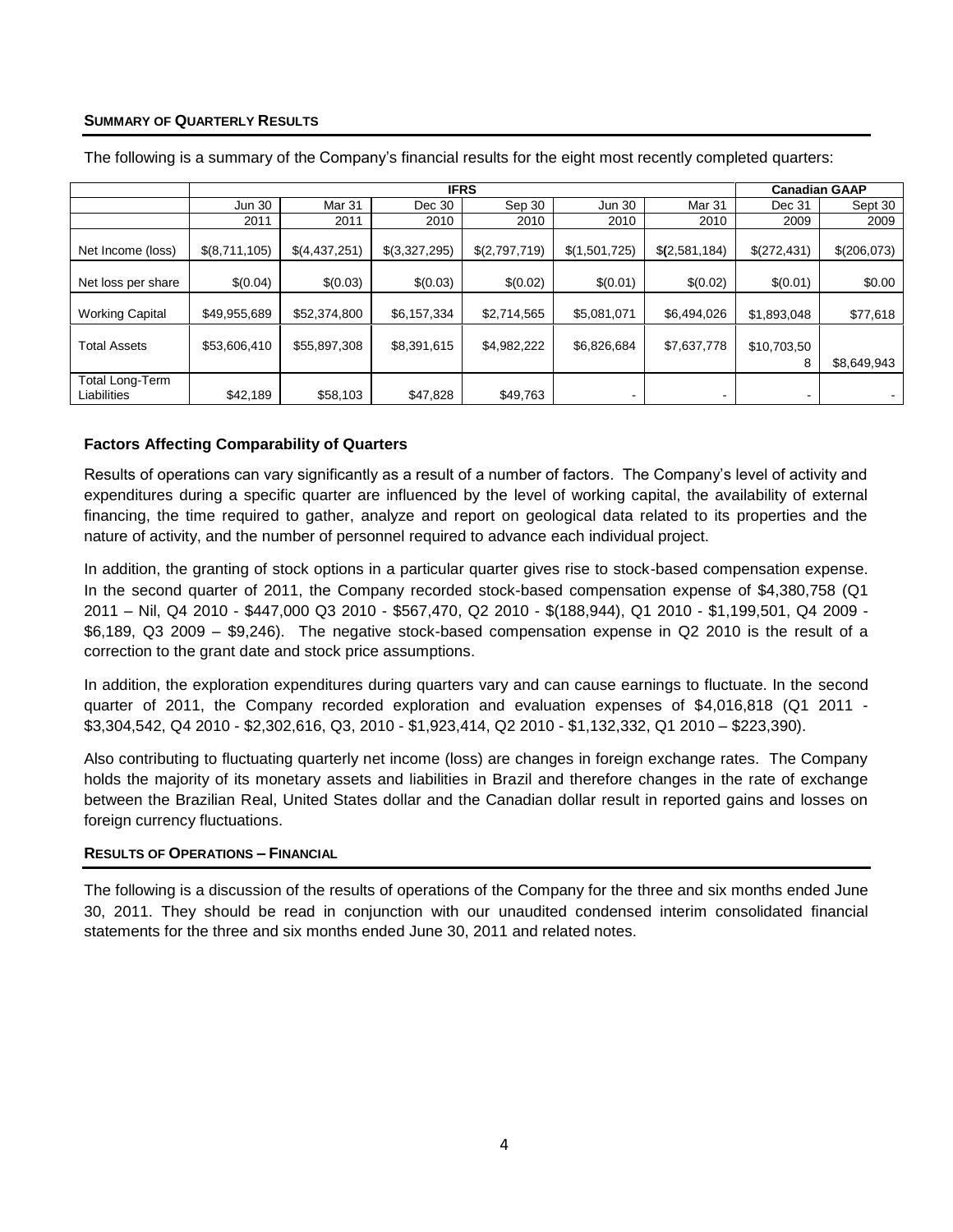## SUMMARY OF QUARTERLY RESULTS

The following is a summary of the Company's financial results for the eight most recently completed quarters:

| | IFRS | | | | | | Canadian GAAP | |
|---|---|---|---|---|---|---|---|---|
| | Jun 30 | Mar 31 | Dec 30 | Sep 30 | Jun 30 | Mar 31 | Dec 31 | Sept 30 |
| | 2011 | 2011 | 2010 | 2010 | 2010 | 2010 | 2009 | 2009 |
| Net Income (loss) | $(8,711,105) | $(4,437,251) | $(3,327,295) | $(2,797,719) | $(1,501,725) | $(2,581,184) | $(272,431) | $(206,073) |
| Net loss per share | $(0.04) | $(0.03) | $(0.03) | $(0.02) | $(0.01) | $(0.02) | $(0.01) | $0.00 |
| Working Capital | $49,955,689 | $52,374,800 | $6,157,334 | $2,714,565 | $5,081,071 | $6,494,026 | $1,893,048 | $77,618 |
| Total Assets | $53,606,410 | $55,897,308 | $8,391,615 | $4,982,222 | $6,826,684 | $7,637,778 | $10,703,508 | $8,649,943 |
| Total Long-Term Liabilities | $42,189 | $58,103 | $47,828 | $49,763 | - | - | - | - |

### Factors Affecting Comparability of Quarters

Results of operations can vary significantly as a result of a number of factors. The Company's level of activity and expenditures during a specific quarter are influenced by the level of working capital, the availability of external financing, the time required to gather, analyze and report on geological data related to its properties and the nature of activity, and the number of personnel required to advance each individual project.

In addition, the granting of stock options in a particular quarter gives rise to stock-based compensation expense. In the second quarter of 2011, the Company recorded stock-based compensation expense of $4,380,758 (Q1 2011 – Nil, Q4 2010 - $447,000 Q3 2010 - $567,470, Q2 2010 - $(188,944), Q1 2010 - $1,199,501, Q4 2009 - $6,189, Q3 2009 – $9,246). The negative stock-based compensation expense in Q2 2010 is the result of a correction to the grant date and stock price assumptions.

In addition, the exploration expenditures during quarters vary and can cause earnings to fluctuate. In the second quarter of 2011, the Company recorded exploration and evaluation expenses of $4,016,818 (Q1 2011 - $3,304,542, Q4 2010 - $2,302,616, Q3, 2010 - $1,923,414, Q2 2010 - $1,132,332, Q1 2010 – $223,390).

Also contributing to fluctuating quarterly net income (loss) are changes in foreign exchange rates. The Company holds the majority of its monetary assets and liabilities in Brazil and therefore changes in the rate of exchange between the Brazilian Real, United States dollar and the Canadian dollar result in reported gains and losses on foreign currency fluctuations.

## RESULTS OF OPERATIONS – FINANCIAL

The following is a discussion of the results of operations of the Company for the three and six months ended June 30, 2011. They should be read in conjunction with our unaudited condensed interim consolidated financial statements for the three and six months ended June 30, 2011 and related notes.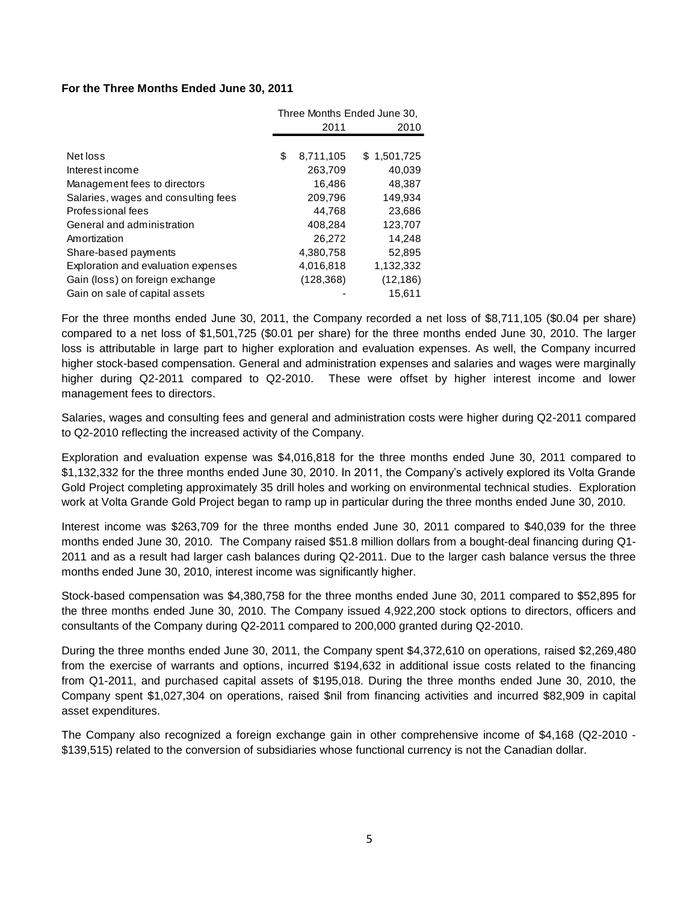**For the Three Months Ended June 30, 2011**

| | Three Months Ended June 30, | |
|---|---|---|
| | 2011 | 2010 |
| Net loss | $ 8,711,105 | $ 1,501,725 |
| Interest income | 263,709 | 40,039 |
| Management fees to directors | 16,486 | 48,387 |
| Salaries, wages and consulting fees | 209,796 | 149,934 |
| Professional fees | 44,768 | 23,686 |
| General and administration | 408,284 | 123,707 |
| Amortization | 26,272 | 14,248 |
| Share-based payments | 4,380,758 | 52,895 |
| Exploration and evaluation expenses | 4,016,818 | 1,132,332 |
| Gain (loss) on foreign exchange | (128,368) | (12,186) |
| Gain on sale of capital assets | - | 15,611 |

For the three months ended June 30, 2011, the Company recorded a net loss of $8,711,105 ($0.04 per share) compared to a net loss of $1,501,725 ($0.01 per share) for the three months ended June 30, 2010. The larger loss is attributable in large part to higher exploration and evaluation expenses. As well, the Company incurred higher stock-based compensation. General and administration expenses and salaries and wages were marginally higher during Q2-2011 compared to Q2-2010. These were offset by higher interest income and lower management fees to directors.

Salaries, wages and consulting fees and general and administration costs were higher during Q2-2011 compared to Q2-2010 reflecting the increased activity of the Company.

Exploration and evaluation expense was $4,016,818 for the three months ended June 30, 2011 compared to $1,132,332 for the three months ended June 30, 2010. In 2011, the Company's actively explored its Volta Grande Gold Project completing approximately 35 drill holes and working on environmental technical studies. Exploration work at Volta Grande Gold Project began to ramp up in particular during the three months ended June 30, 2010.

Interest income was $263,709 for the three months ended June 30, 2011 compared to $40,039 for the three months ended June 30, 2010. The Company raised $51.8 million dollars from a bought-deal financing during Q1-2011 and as a result had larger cash balances during Q2-2011. Due to the larger cash balance versus the three months ended June 30, 2010, interest income was significantly higher.

Stock-based compensation was $4,380,758 for the three months ended June 30, 2011 compared to $52,895 for the three months ended June 30, 2010. The Company issued 4,922,200 stock options to directors, officers and consultants of the Company during Q2-2011 compared to 200,000 granted during Q2-2010.

During the three months ended June 30, 2011, the Company spent $4,372,610 on operations, raised $2,269,480 from the exercise of warrants and options, incurred $194,632 in additional issue costs related to the financing from Q1-2011, and purchased capital assets of $195,018. During the three months ended June 30, 2010, the Company spent $1,027,304 on operations, raised $nil from financing activities and incurred $82,909 in capital asset expenditures.

The Company also recognized a foreign exchange gain in other comprehensive income of $4,168 (Q2-2010 - $139,515) related to the conversion of subsidiaries whose functional currency is not the Canadian dollar.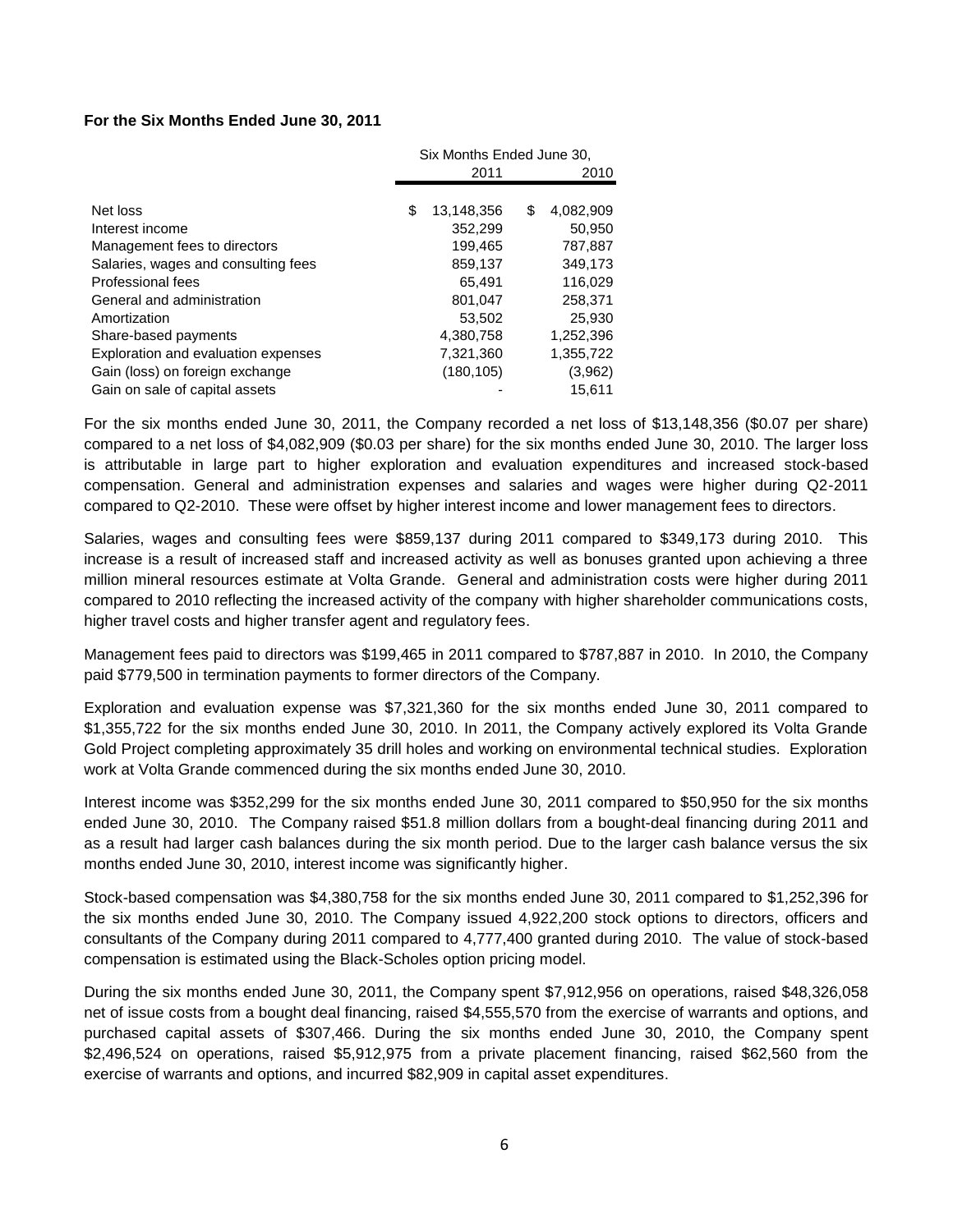**For the Six Months Ended June 30, 2011**

| | Six Months Ended June 30, | |
|---|---|---|
| | 2011 | 2010 |
| Net loss | $ 13,148,356 | $ 4,082,909 |
| Interest income | 352,299 | 50,950 |
| Management fees to directors | 199,465 | 787,887 |
| Salaries, wages and consulting fees | 859,137 | 349,173 |
| Professional fees | 65,491 | 116,029 |
| General and administration | 801,047 | 258,371 |
| Amortization | 53,502 | 25,930 |
| Share-based payments | 4,380,758 | 1,252,396 |
| Exploration and evaluation expenses | 7,321,360 | 1,355,722 |
| Gain (loss) on foreign exchange | (180,105) | (3,962) |
| Gain on sale of capital assets | - | 15,611 |

For the six months ended June 30, 2011, the Company recorded a net loss of $13,148,356 ($0.07 per share) compared to a net loss of $4,082,909 ($0.03 per share) for the six months ended June 30, 2010. The larger loss is attributable in large part to higher exploration and evaluation expenditures and increased stock-based compensation. General and administration expenses and salaries and wages were higher during Q2-2011 compared to Q2-2010. These were offset by higher interest income and lower management fees to directors.

Salaries, wages and consulting fees were $859,137 during 2011 compared to $349,173 during 2010. This increase is a result of increased staff and increased activity as well as bonuses granted upon achieving a three million mineral resources estimate at Volta Grande. General and administration costs were higher during 2011 compared to 2010 reflecting the increased activity of the company with higher shareholder communications costs, higher travel costs and higher transfer agent and regulatory fees.

Management fees paid to directors was $199,465 in 2011 compared to $787,887 in 2010. In 2010, the Company paid $779,500 in termination payments to former directors of the Company.

Exploration and evaluation expense was $7,321,360 for the six months ended June 30, 2011 compared to $1,355,722 for the six months ended June 30, 2010. In 2011, the Company actively explored its Volta Grande Gold Project completing approximately 35 drill holes and working on environmental technical studies. Exploration work at Volta Grande commenced during the six months ended June 30, 2010.

Interest income was $352,299 for the six months ended June 30, 2011 compared to $50,950 for the six months ended June 30, 2010. The Company raised $51.8 million dollars from a bought-deal financing during 2011 and as a result had larger cash balances during the six month period. Due to the larger cash balance versus the six months ended June 30, 2010, interest income was significantly higher.

Stock-based compensation was $4,380,758 for the six months ended June 30, 2011 compared to $1,252,396 for the six months ended June 30, 2010. The Company issued 4,922,200 stock options to directors, officers and consultants of the Company during 2011 compared to 4,777,400 granted during 2010. The value of stock-based compensation is estimated using the Black-Scholes option pricing model.

During the six months ended June 30, 2011, the Company spent $7,912,956 on operations, raised $48,326,058 net of issue costs from a bought deal financing, raised $4,555,570 from the exercise of warrants and options, and purchased capital assets of $307,466. During the six months ended June 30, 2010, the Company spent $2,496,524 on operations, raised $5,912,975 from a private placement financing, raised $62,560 from the exercise of warrants and options, and incurred $82,909 in capital asset expenditures.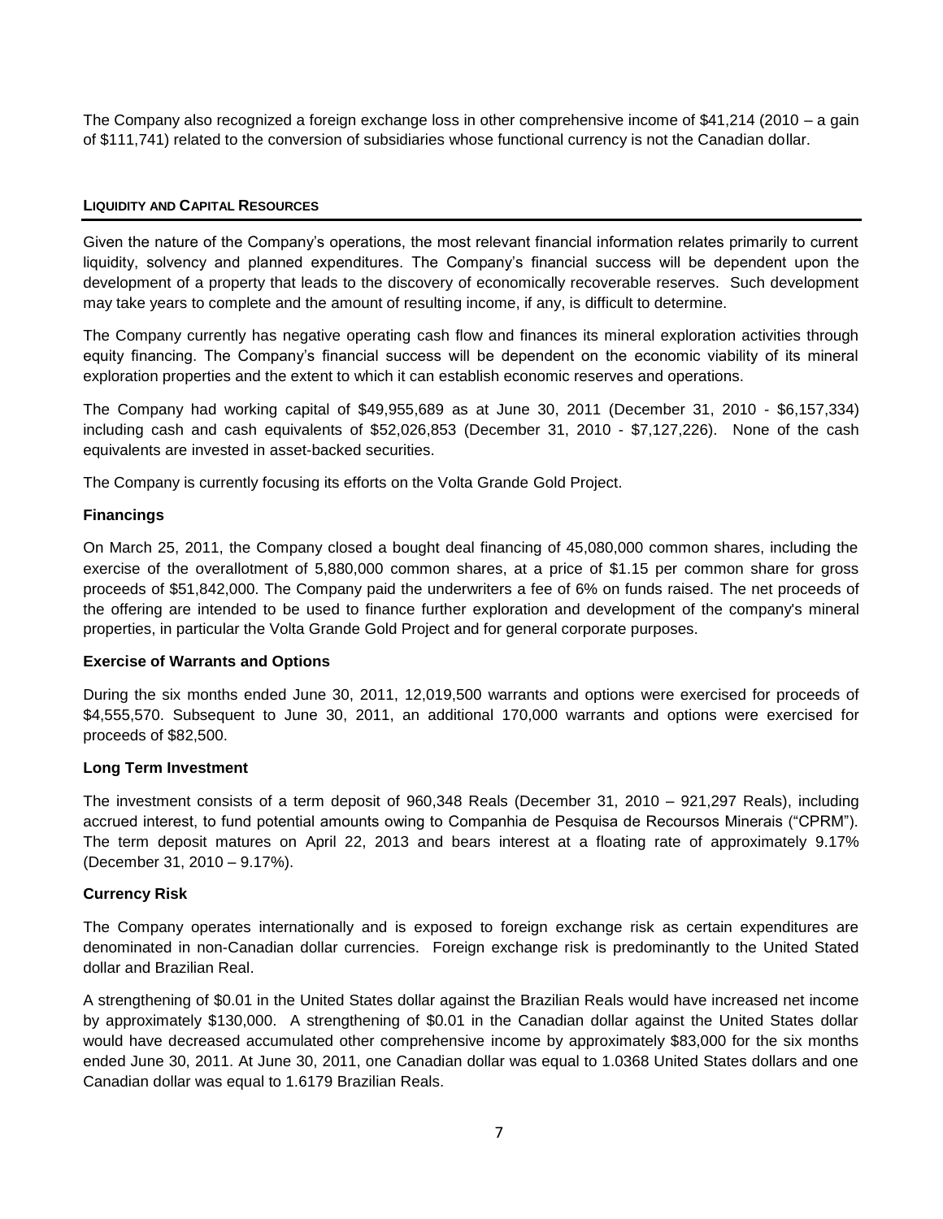The Company also recognized a foreign exchange loss in other comprehensive income of $41,214 (2010 – a gain of $111,741) related to the conversion of subsidiaries whose functional currency is not the Canadian dollar.

## LIQUIDITY AND CAPITAL RESOURCES

Given the nature of the Company's operations, the most relevant financial information relates primarily to current liquidity, solvency and planned expenditures. The Company's financial success will be dependent upon the development of a property that leads to the discovery of economically recoverable reserves. Such development may take years to complete and the amount of resulting income, if any, is difficult to determine.

The Company currently has negative operating cash flow and finances its mineral exploration activities through equity financing. The Company's financial success will be dependent on the economic viability of its mineral exploration properties and the extent to which it can establish economic reserves and operations.

The Company had working capital of $49,955,689 as at June 30, 2011 (December 31, 2010 - $6,157,334) including cash and cash equivalents of $52,026,853 (December 31, 2010 - $7,127,226). None of the cash equivalents are invested in asset-backed securities.

The Company is currently focusing its efforts on the Volta Grande Gold Project.

### Financings

On March 25, 2011, the Company closed a bought deal financing of 45,080,000 common shares, including the exercise of the overallotment of 5,880,000 common shares, at a price of $1.15 per common share for gross proceeds of $51,842,000. The Company paid the underwriters a fee of 6% on funds raised. The net proceeds of the offering are intended to be used to finance further exploration and development of the company's mineral properties, in particular the Volta Grande Gold Project and for general corporate purposes.

### Exercise of Warrants and Options

During the six months ended June 30, 2011, 12,019,500 warrants and options were exercised for proceeds of $4,555,570. Subsequent to June 30, 2011, an additional 170,000 warrants and options were exercised for proceeds of $82,500.

### Long Term Investment

The investment consists of a term deposit of 960,348 Reals (December 31, 2010 – 921,297 Reals), including accrued interest, to fund potential amounts owing to Companhia de Pesquisa de Recoursos Minerais ("CPRM"). The term deposit matures on April 22, 2013 and bears interest at a floating rate of approximately 9.17% (December 31, 2010 – 9.17%).

### Currency Risk

The Company operates internationally and is exposed to foreign exchange risk as certain expenditures are denominated in non-Canadian dollar currencies. Foreign exchange risk is predominantly to the United Stated dollar and Brazilian Real.

A strengthening of $0.01 in the United States dollar against the Brazilian Reals would have increased net income by approximately $130,000. A strengthening of $0.01 in the Canadian dollar against the United States dollar would have decreased accumulated other comprehensive income by approximately $83,000 for the six months ended June 30, 2011. At June 30, 2011, one Canadian dollar was equal to 1.0368 United States dollars and one Canadian dollar was equal to 1.6179 Brazilian Reals.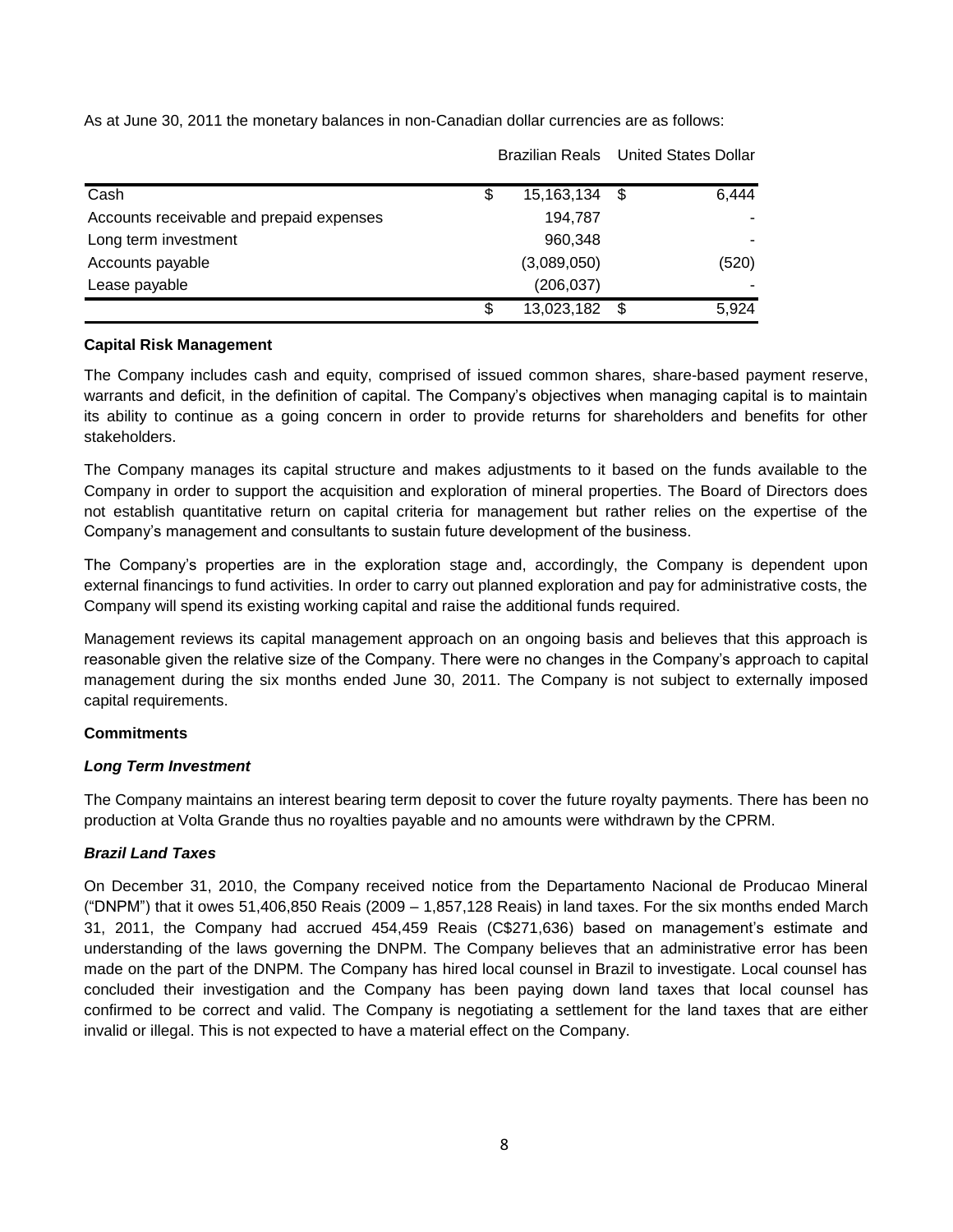As at June 30, 2011 the monetary balances in non-Canadian dollar currencies are as follows:

| | Brazilian Reals | United States Dollar |
|---|---|---|
| Cash | $ 15,163,134 | $ 6,444 |
| Accounts receivable and prepaid expenses | 194,787 | - |
| Long term investment | 960,348 | - |
| Accounts payable | (3,089,050) | (520) |
| Lease payable | (206,037) | - |
| | $ 13,023,182 | $ 5,924 |

**Capital Risk Management**

The Company includes cash and equity, comprised of issued common shares, share-based payment reserve, warrants and deficit, in the definition of capital. The Company's objectives when managing capital is to maintain its ability to continue as a going concern in order to provide returns for shareholders and benefits for other stakeholders.

The Company manages its capital structure and makes adjustments to it based on the funds available to the Company in order to support the acquisition and exploration of mineral properties. The Board of Directors does not establish quantitative return on capital criteria for management but rather relies on the expertise of the Company's management and consultants to sustain future development of the business.

The Company's properties are in the exploration stage and, accordingly, the Company is dependent upon external financings to fund activities. In order to carry out planned exploration and pay for administrative costs, the Company will spend its existing working capital and raise the additional funds required.

Management reviews its capital management approach on an ongoing basis and believes that this approach is reasonable given the relative size of the Company. There were no changes in the Company's approach to capital management during the six months ended June 30, 2011. The Company is not subject to externally imposed capital requirements.

**Commitments**

***Long Term Investment***

The Company maintains an interest bearing term deposit to cover the future royalty payments. There has been no production at Volta Grande thus no royalties payable and no amounts were withdrawn by the CPRM.

***Brazil Land Taxes***

On December 31, 2010, the Company received notice from the Departamento Nacional de Producao Mineral ("DNPM") that it owes 51,406,850 Reais (2009 – 1,857,128 Reais) in land taxes. For the six months ended March 31, 2011, the Company had accrued 454,459 Reais (C$271,636) based on management's estimate and understanding of the laws governing the DNPM. The Company believes that an administrative error has been made on the part of the DNPM. The Company has hired local counsel in Brazil to investigate. Local counsel has concluded their investigation and the Company has been paying down land taxes that local counsel has confirmed to be correct and valid. The Company is negotiating a settlement for the land taxes that are either invalid or illegal. This is not expected to have a material effect on the Company.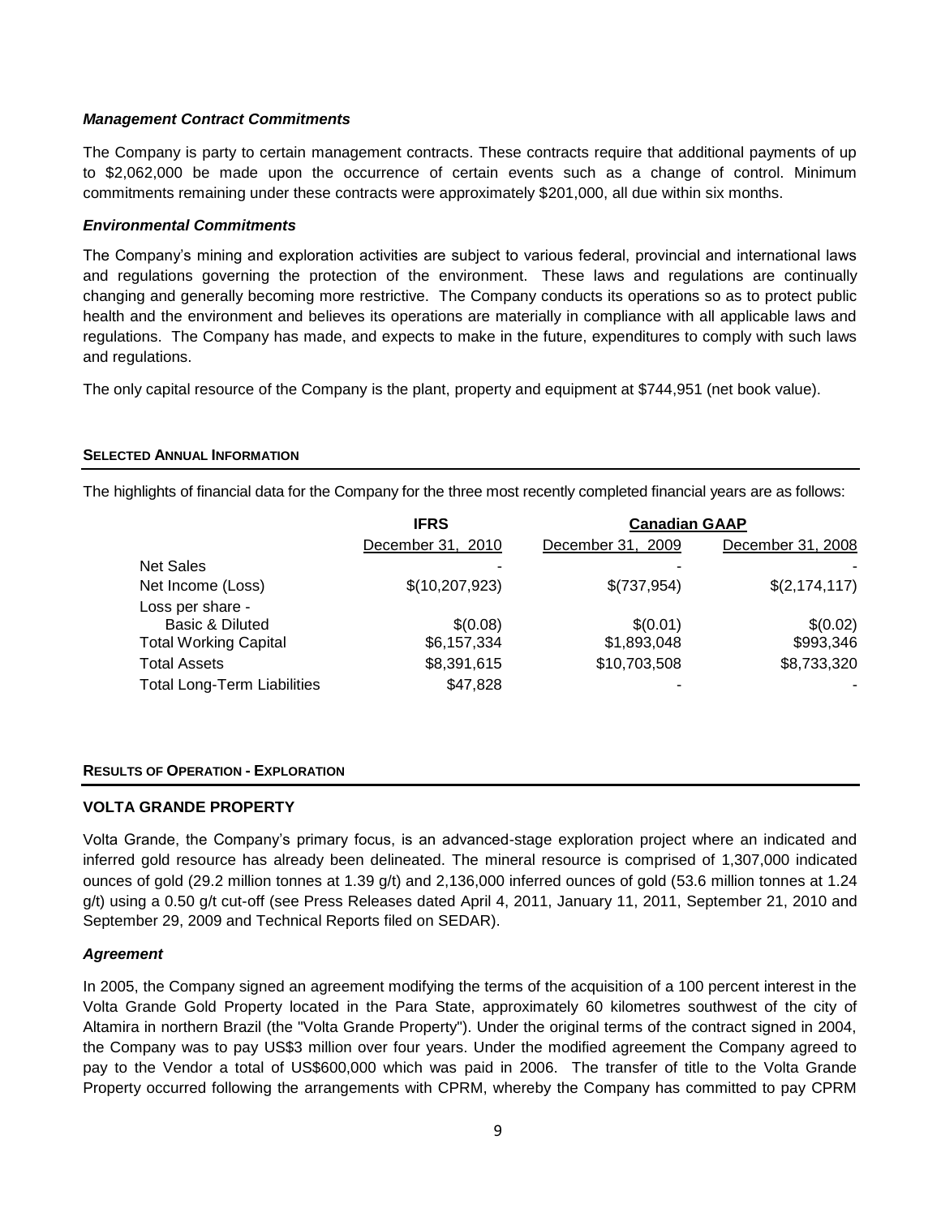### *Management Contract Commitments*

The Company is party to certain management contracts. These contracts require that additional payments of up to $2,062,000 be made upon the occurrence of certain events such as a change of control. Minimum commitments remaining under these contracts were approximately $201,000, all due within six months.

### *Environmental Commitments*

The Company's mining and exploration activities are subject to various federal, provincial and international laws and regulations governing the protection of the environment. These laws and regulations are continually changing and generally becoming more restrictive. The Company conducts its operations so as to protect public health and the environment and believes its operations are materially in compliance with all applicable laws and regulations. The Company has made, and expects to make in the future, expenditures to comply with such laws and regulations.

The only capital resource of the Company is the plant, property and equipment at $744,951 (net book value).

## SELECTED ANNUAL INFORMATION

The highlights of financial data for the Company for the three most recently completed financial years are as follows:

| | IFRS | Canadian GAAP | |
|---|---|---|---|
| | December 31, 2010 | December 31, 2009 | December 31, 2008 |
| Net Sales | - | - | - |
| Net Income (Loss) | $(10,207,923) | $(737,954) | $(2,174,117) |
| Loss per share - Basic & Diluted | $(0.08) | $(0.01) | $(0.02) |
| Total Working Capital | $6,157,334 | $1,893,048 | $993,346 |
| Total Assets | $8,391,615 | $10,703,508 | $8,733,320 |
| Total Long-Term Liabilities | $47,828 | - | - |

## RESULTS OF OPERATION - EXPLORATION

### VOLTA GRANDE PROPERTY

Volta Grande, the Company's primary focus, is an advanced-stage exploration project where an indicated and inferred gold resource has already been delineated. The mineral resource is comprised of 1,307,000 indicated ounces of gold (29.2 million tonnes at 1.39 g/t) and 2,136,000 inferred ounces of gold (53.6 million tonnes at 1.24 g/t) using a 0.50 g/t cut-off (see Press Releases dated April 4, 2011, January 11, 2011, September 21, 2010 and September 29, 2009 and Technical Reports filed on SEDAR).

### *Agreement*

In 2005, the Company signed an agreement modifying the terms of the acquisition of a 100 percent interest in the Volta Grande Gold Property located in the Para State, approximately 60 kilometres southwest of the city of Altamira in northern Brazil (the "Volta Grande Property"). Under the original terms of the contract signed in 2004, the Company was to pay US$3 million over four years. Under the modified agreement the Company agreed to pay to the Vendor a total of US$600,000 which was paid in 2006. The transfer of title to the Volta Grande Property occurred following the arrangements with CPRM, whereby the Company has committed to pay CPRM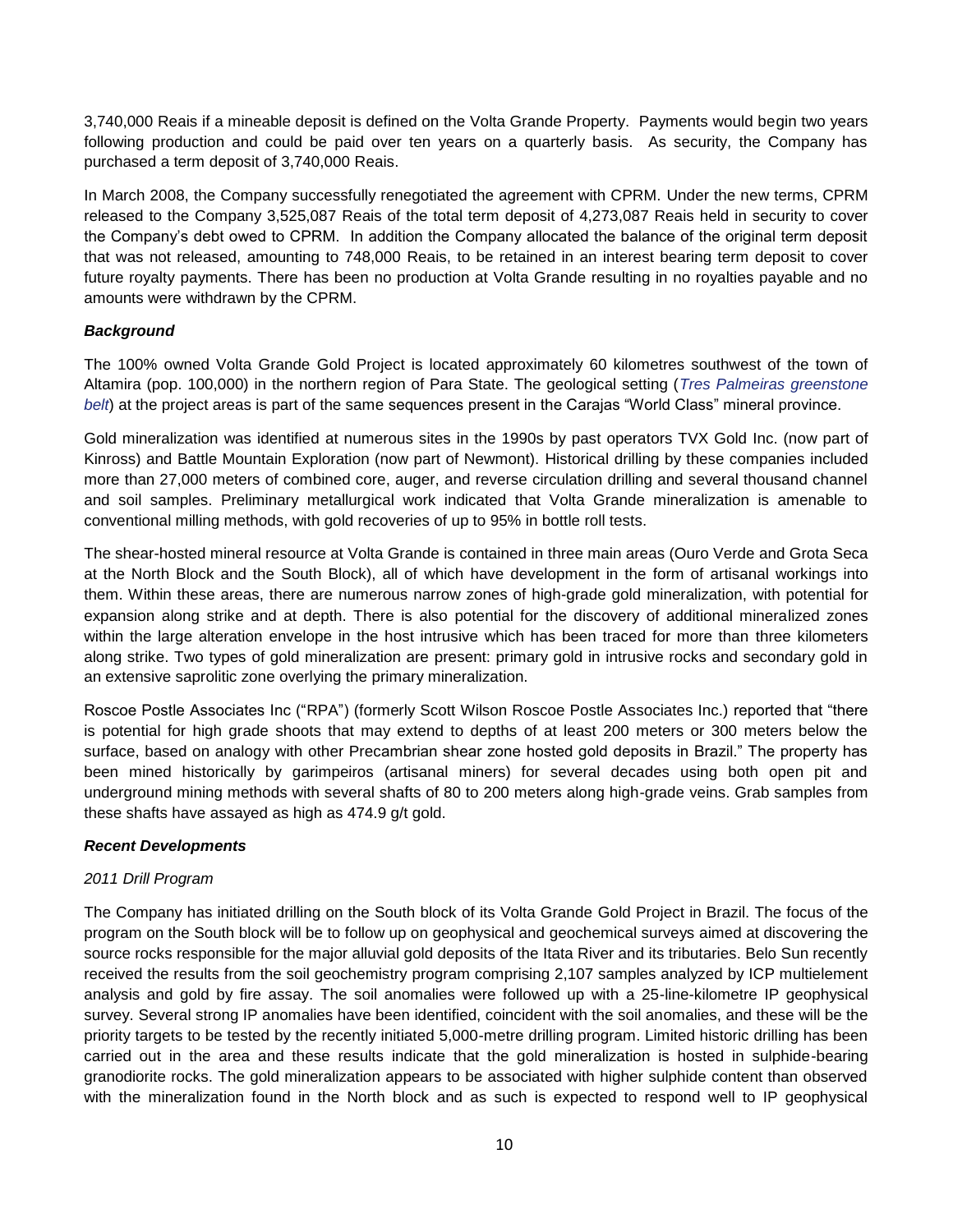3,740,000 Reais if a mineable deposit is defined on the Volta Grande Property. Payments would begin two years following production and could be paid over ten years on a quarterly basis. As security, the Company has purchased a term deposit of 3,740,000 Reais.

In March 2008, the Company successfully renegotiated the agreement with CPRM. Under the new terms, CPRM released to the Company 3,525,087 Reais of the total term deposit of 4,273,087 Reais held in security to cover the Company's debt owed to CPRM. In addition the Company allocated the balance of the original term deposit that was not released, amounting to 748,000 Reais, to be retained in an interest bearing term deposit to cover future royalty payments. There has been no production at Volta Grande resulting in no royalties payable and no amounts were withdrawn by the CPRM.

***Background***

The 100% owned Volta Grande Gold Project is located approximately 60 kilometres southwest of the town of Altamira (pop. 100,000) in the northern region of Para State. The geological setting (*Tres Palmeiras greenstone belt*) at the project areas is part of the same sequences present in the Carajas "World Class" mineral province.

Gold mineralization was identified at numerous sites in the 1990s by past operators TVX Gold Inc. (now part of Kinross) and Battle Mountain Exploration (now part of Newmont). Historical drilling by these companies included more than 27,000 meters of combined core, auger, and reverse circulation drilling and several thousand channel and soil samples. Preliminary metallurgical work indicated that Volta Grande mineralization is amenable to conventional milling methods, with gold recoveries of up to 95% in bottle roll tests.

The shear-hosted mineral resource at Volta Grande is contained in three main areas (Ouro Verde and Grota Seca at the North Block and the South Block), all of which have development in the form of artisanal workings into them. Within these areas, there are numerous narrow zones of high-grade gold mineralization, with potential for expansion along strike and at depth. There is also potential for the discovery of additional mineralized zones within the large alteration envelope in the host intrusive which has been traced for more than three kilometers along strike. Two types of gold mineralization are present: primary gold in intrusive rocks and secondary gold in an extensive saprolitic zone overlying the primary mineralization.

Roscoe Postle Associates Inc ("RPA") (formerly Scott Wilson Roscoe Postle Associates Inc.) reported that "there is potential for high grade shoots that may extend to depths of at least 200 meters or 300 meters below the surface, based on analogy with other Precambrian shear zone hosted gold deposits in Brazil." The property has been mined historically by garimpeiros (artisanal miners) for several decades using both open pit and underground mining methods with several shafts of 80 to 200 meters along high-grade veins. Grab samples from these shafts have assayed as high as 474.9 g/t gold.

***Recent Developments***

*2011 Drill Program*

The Company has initiated drilling on the South block of its Volta Grande Gold Project in Brazil. The focus of the program on the South block will be to follow up on geophysical and geochemical surveys aimed at discovering the source rocks responsible for the major alluvial gold deposits of the Itata River and its tributaries. Belo Sun recently received the results from the soil geochemistry program comprising 2,107 samples analyzed by ICP multielement analysis and gold by fire assay. The soil anomalies were followed up with a 25-line-kilometre IP geophysical survey. Several strong IP anomalies have been identified, coincident with the soil anomalies, and these will be the priority targets to be tested by the recently initiated 5,000-metre drilling program. Limited historic drilling has been carried out in the area and these results indicate that the gold mineralization is hosted in sulphide-bearing granodiorite rocks. The gold mineralization appears to be associated with higher sulphide content than observed with the mineralization found in the North block and as such is expected to respond well to IP geophysical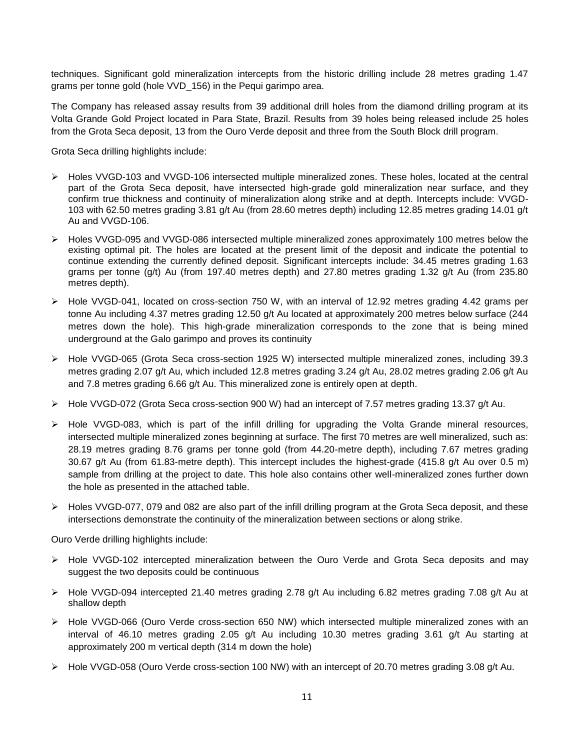techniques. Significant gold mineralization intercepts from the historic drilling include 28 metres grading 1.47 grams per tonne gold (hole VVD_156) in the Pequi garimpo area.

The Company has released assay results from 39 additional drill holes from the diamond drilling program at its Volta Grande Gold Project located in Para State, Brazil. Results from 39 holes being released include 25 holes from the Grota Seca deposit, 13 from the Ouro Verde deposit and three from the South Block drill program.

Grota Seca drilling highlights include:

- Holes VVGD-103 and VVGD-106 intersected multiple mineralized zones. These holes, located at the central part of the Grota Seca deposit, have intersected high-grade gold mineralization near surface, and they confirm true thickness and continuity of mineralization along strike and at depth. Intercepts include: VVGD-103 with 62.50 metres grading 3.81 g/t Au (from 28.60 metres depth) including 12.85 metres grading 14.01 g/t Au and VVGD-106.
- Holes VVGD-095 and VVGD-086 intersected multiple mineralized zones approximately 100 metres below the existing optimal pit. The holes are located at the present limit of the deposit and indicate the potential to continue extending the currently defined deposit. Significant intercepts include: 34.45 metres grading 1.63 grams per tonne (g/t) Au (from 197.40 metres depth) and 27.80 metres grading 1.32 g/t Au (from 235.80 metres depth).
- Hole VVGD-041, located on cross-section 750 W, with an interval of 12.92 metres grading 4.42 grams per tonne Au including 4.37 metres grading 12.50 g/t Au located at approximately 200 metres below surface (244 metres down the hole). This high-grade mineralization corresponds to the zone that is being mined underground at the Galo garimpo and proves its continuity
- Hole VVGD-065 (Grota Seca cross-section 1925 W) intersected multiple mineralized zones, including 39.3 metres grading 2.07 g/t Au, which included 12.8 metres grading 3.24 g/t Au, 28.02 metres grading 2.06 g/t Au and 7.8 metres grading 6.66 g/t Au. This mineralized zone is entirely open at depth.
- Hole VVGD-072 (Grota Seca cross-section 900 W) had an intercept of 7.57 metres grading 13.37 g/t Au.
- Hole VVGD-083, which is part of the infill drilling for upgrading the Volta Grande mineral resources, intersected multiple mineralized zones beginning at surface. The first 70 metres are well mineralized, such as: 28.19 metres grading 8.76 grams per tonne gold (from 44.20-metre depth), including 7.67 metres grading 30.67 g/t Au (from 61.83-metre depth). This intercept includes the highest-grade (415.8 g/t Au over 0.5 m) sample from drilling at the project to date. This hole also contains other well-mineralized zones further down the hole as presented in the attached table.
- Holes VVGD-077, 079 and 082 are also part of the infill drilling program at the Grota Seca deposit, and these intersections demonstrate the continuity of the mineralization between sections or along strike.

Ouro Verde drilling highlights include:

- Hole VVGD-102 intercepted mineralization between the Ouro Verde and Grota Seca deposits and may suggest the two deposits could be continuous
- Hole VVGD-094 intercepted 21.40 metres grading 2.78 g/t Au including 6.82 metres grading 7.08 g/t Au at shallow depth
- Hole VVGD-066 (Ouro Verde cross-section 650 NW) which intersected multiple mineralized zones with an interval of 46.10 metres grading 2.05 g/t Au including 10.30 metres grading 3.61 g/t Au starting at approximately 200 m vertical depth (314 m down the hole)
- Hole VVGD-058 (Ouro Verde cross-section 100 NW) with an intercept of 20.70 metres grading 3.08 g/t Au.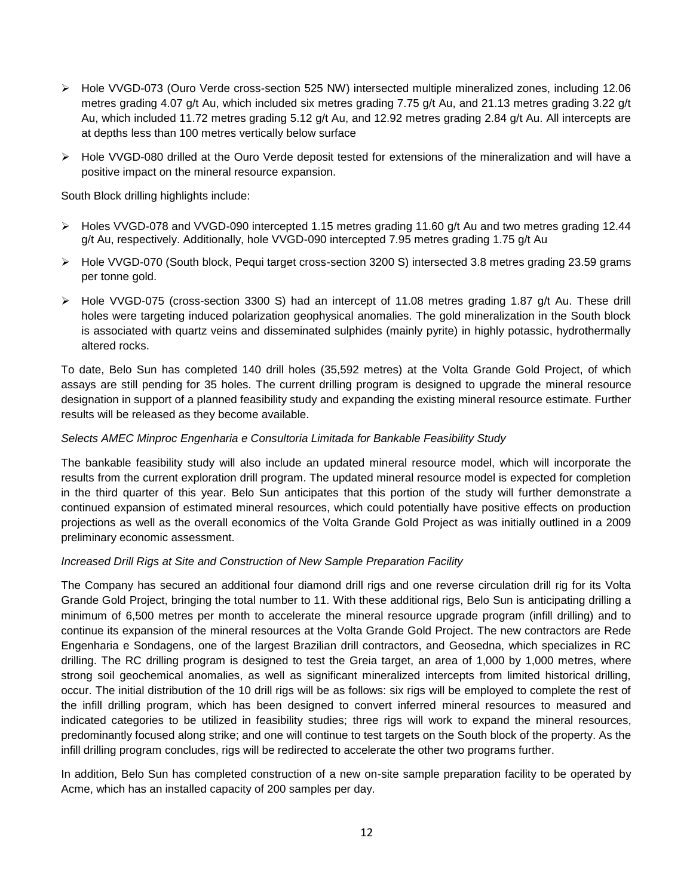- Hole VVGD-073 (Ouro Verde cross-section 525 NW) intersected multiple mineralized zones, including 12.06 metres grading 4.07 g/t Au, which included six metres grading 7.75 g/t Au, and 21.13 metres grading 3.22 g/t Au, which included 11.72 metres grading 5.12 g/t Au, and 12.92 metres grading 2.84 g/t Au. All intercepts are at depths less than 100 metres vertically below surface
- Hole VVGD-080 drilled at the Ouro Verde deposit tested for extensions of the mineralization and will have a positive impact on the mineral resource expansion.

South Block drilling highlights include:

- Holes VVGD-078 and VVGD-090 intercepted 1.15 metres grading 11.60 g/t Au and two metres grading 12.44 g/t Au, respectively. Additionally, hole VVGD-090 intercepted 7.95 metres grading 1.75 g/t Au
- Hole VVGD-070 (South block, Pequi target cross-section 3200 S) intersected 3.8 metres grading 23.59 grams per tonne gold.
- Hole VVGD-075 (cross-section 3300 S) had an intercept of 11.08 metres grading 1.87 g/t Au. These drill holes were targeting induced polarization geophysical anomalies. The gold mineralization in the South block is associated with quartz veins and disseminated sulphides (mainly pyrite) in highly potassic, hydrothermally altered rocks.

To date, Belo Sun has completed 140 drill holes (35,592 metres) at the Volta Grande Gold Project, of which assays are still pending for 35 holes. The current drilling program is designed to upgrade the mineral resource designation in support of a planned feasibility study and expanding the existing mineral resource estimate. Further results will be released as they become available.

*Selects AMEC Minproc Engenharia e Consultoria Limitada for Bankable Feasibility Study*

The bankable feasibility study will also include an updated mineral resource model, which will incorporate the results from the current exploration drill program. The updated mineral resource model is expected for completion in the third quarter of this year. Belo Sun anticipates that this portion of the study will further demonstrate a continued expansion of estimated mineral resources, which could potentially have positive effects on production projections as well as the overall economics of the Volta Grande Gold Project as was initially outlined in a 2009 preliminary economic assessment.

*Increased Drill Rigs at Site and Construction of New Sample Preparation Facility*

The Company has secured an additional four diamond drill rigs and one reverse circulation drill rig for its Volta Grande Gold Project, bringing the total number to 11. With these additional rigs, Belo Sun is anticipating drilling a minimum of 6,500 metres per month to accelerate the mineral resource upgrade program (infill drilling) and to continue its expansion of the mineral resources at the Volta Grande Gold Project. The new contractors are Rede Engenharia e Sondagens, one of the largest Brazilian drill contractors, and Geosedna, which specializes in RC drilling. The RC drilling program is designed to test the Greia target, an area of 1,000 by 1,000 metres, where strong soil geochemical anomalies, as well as significant mineralized intercepts from limited historical drilling, occur. The initial distribution of the 10 drill rigs will be as follows: six rigs will be employed to complete the rest of the infill drilling program, which has been designed to convert inferred mineral resources to measured and indicated categories to be utilized in feasibility studies; three rigs will work to expand the mineral resources, predominantly focused along strike; and one will continue to test targets on the South block of the property. As the infill drilling program concludes, rigs will be redirected to accelerate the other two programs further.

In addition, Belo Sun has completed construction of a new on-site sample preparation facility to be operated by Acme, which has an installed capacity of 200 samples per day.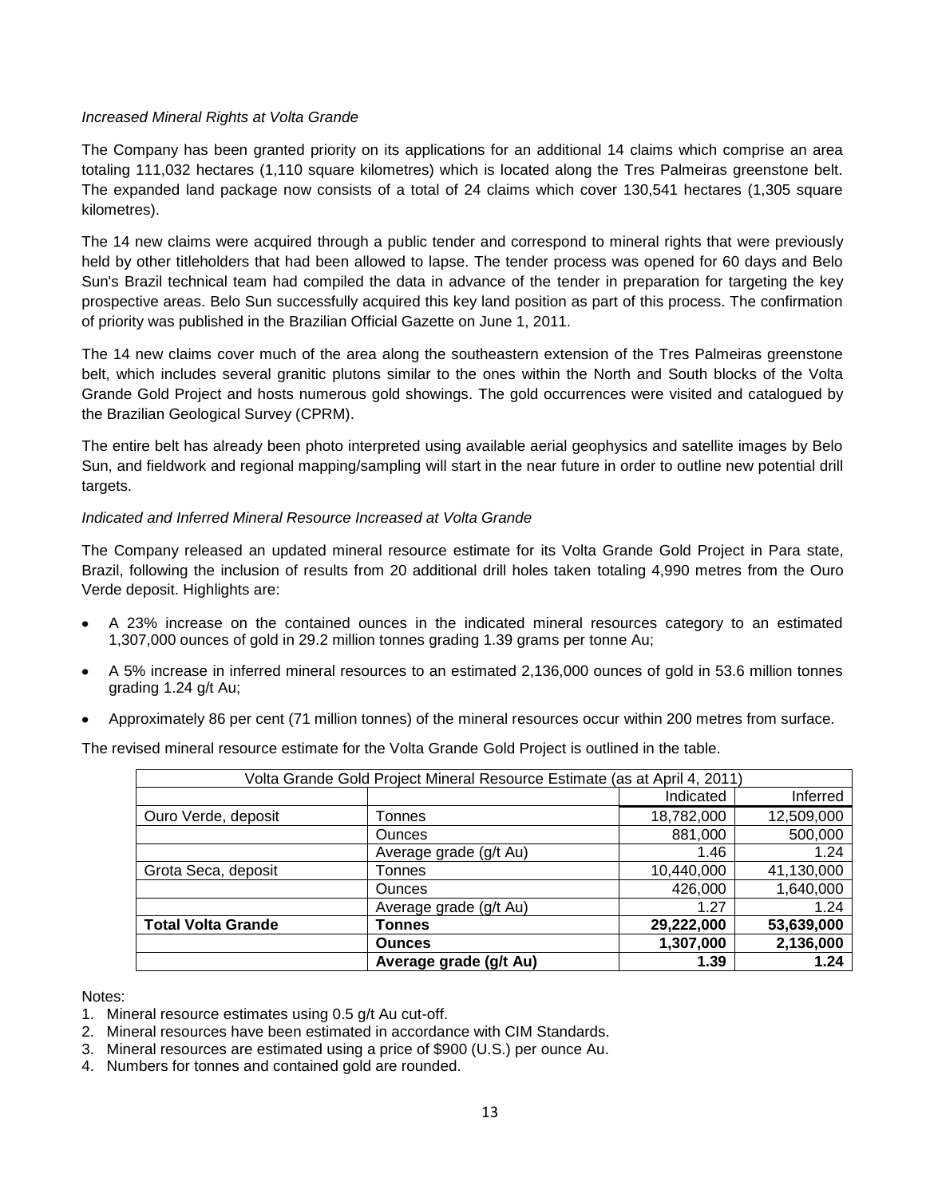*Increased Mineral Rights at Volta Grande*

The Company has been granted priority on its applications for an additional 14 claims which comprise an area totaling 111,032 hectares (1,110 square kilometres) which is located along the Tres Palmeiras greenstone belt. The expanded land package now consists of a total of 24 claims which cover 130,541 hectares (1,305 square kilometres).

The 14 new claims were acquired through a public tender and correspond to mineral rights that were previously held by other titleholders that had been allowed to lapse. The tender process was opened for 60 days and Belo Sun's Brazil technical team had compiled the data in advance of the tender in preparation for targeting the key prospective areas. Belo Sun successfully acquired this key land position as part of this process. The confirmation of priority was published in the Brazilian Official Gazette on June 1, 2011.

The 14 new claims cover much of the area along the southeastern extension of the Tres Palmeiras greenstone belt, which includes several granitic plutons similar to the ones within the North and South blocks of the Volta Grande Gold Project and hosts numerous gold showings. The gold occurrences were visited and catalogued by the Brazilian Geological Survey (CPRM).

The entire belt has already been photo interpreted using available aerial geophysics and satellite images by Belo Sun, and fieldwork and regional mapping/sampling will start in the near future in order to outline new potential drill targets.

*Indicated and Inferred Mineral Resource Increased at Volta Grande*

The Company released an updated mineral resource estimate for its Volta Grande Gold Project in Para state, Brazil, following the inclusion of results from 20 additional drill holes taken totaling 4,990 metres from the Ouro Verde deposit. Highlights are:

- A 23% increase on the contained ounces in the indicated mineral resources category to an estimated 1,307,000 ounces of gold in 29.2 million tonnes grading 1.39 grams per tonne Au;
- A 5% increase in inferred mineral resources to an estimated 2,136,000 ounces of gold in 53.6 million tonnes grading 1.24 g/t Au;
- Approximately 86 per cent (71 million tonnes) of the mineral resources occur within 200 metres from surface.

The revised mineral resource estimate for the Volta Grande Gold Project is outlined in the table.

| Volta Grande Gold Project Mineral Resource Estimate (as at April 4, 2011) | | | |
|---|---|---|---|
| | | Indicated | Inferred |
| Ouro Verde, deposit | Tonnes | 18,782,000 | 12,509,000 |
| | Ounces | 881,000 | 500,000 |
| | Average grade (g/t Au) | 1.46 | 1.24 |
| Grota Seca, deposit | Tonnes | 10,440,000 | 41,130,000 |
| | Ounces | 426,000 | 1,640,000 |
| | Average grade (g/t Au) | 1.27 | 1.24 |
| **Total Volta Grande** | **Tonnes** | **29,222,000** | **53,639,000** |
| | **Ounces** | **1,307,000** | **2,136,000** |
| | **Average grade (g/t Au)** | **1.39** | **1.24** |

Notes:

1. Mineral resource estimates using 0.5 g/t Au cut-off.
2. Mineral resources have been estimated in accordance with CIM Standards.
3. Mineral resources are estimated using a price of $900 (U.S.) per ounce Au.
4. Numbers for tonnes and contained gold are rounded.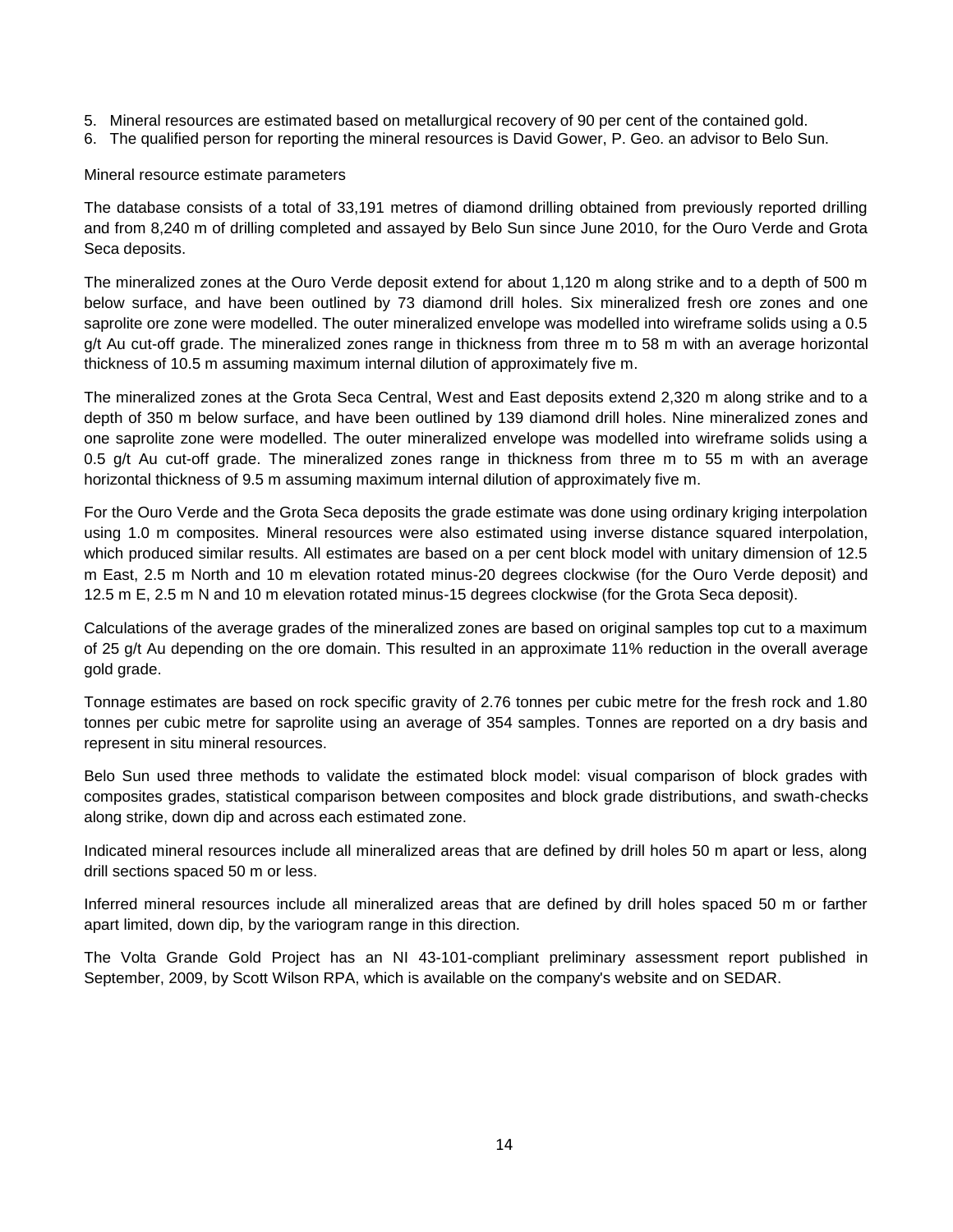5. Mineral resources are estimated based on metallurgical recovery of 90 per cent of the contained gold.
6. The qualified person for reporting the mineral resources is David Gower, P. Geo. an advisor to Belo Sun.

Mineral resource estimate parameters

The database consists of a total of 33,191 metres of diamond drilling obtained from previously reported drilling and from 8,240 m of drilling completed and assayed by Belo Sun since June 2010, for the Ouro Verde and Grota Seca deposits.

The mineralized zones at the Ouro Verde deposit extend for about 1,120 m along strike and to a depth of 500 m below surface, and have been outlined by 73 diamond drill holes. Six mineralized fresh ore zones and one saprolite ore zone were modelled. The outer mineralized envelope was modelled into wireframe solids using a 0.5 g/t Au cut-off grade. The mineralized zones range in thickness from three m to 58 m with an average horizontal thickness of 10.5 m assuming maximum internal dilution of approximately five m.

The mineralized zones at the Grota Seca Central, West and East deposits extend 2,320 m along strike and to a depth of 350 m below surface, and have been outlined by 139 diamond drill holes. Nine mineralized zones and one saprolite zone were modelled. The outer mineralized envelope was modelled into wireframe solids using a 0.5 g/t Au cut-off grade. The mineralized zones range in thickness from three m to 55 m with an average horizontal thickness of 9.5 m assuming maximum internal dilution of approximately five m.

For the Ouro Verde and the Grota Seca deposits the grade estimate was done using ordinary kriging interpolation using 1.0 m composites. Mineral resources were also estimated using inverse distance squared interpolation, which produced similar results. All estimates are based on a per cent block model with unitary dimension of 12.5 m East, 2.5 m North and 10 m elevation rotated minus-20 degrees clockwise (for the Ouro Verde deposit) and 12.5 m E, 2.5 m N and 10 m elevation rotated minus-15 degrees clockwise (for the Grota Seca deposit).

Calculations of the average grades of the mineralized zones are based on original samples top cut to a maximum of 25 g/t Au depending on the ore domain. This resulted in an approximate 11% reduction in the overall average gold grade.

Tonnage estimates are based on rock specific gravity of 2.76 tonnes per cubic metre for the fresh rock and 1.80 tonnes per cubic metre for saprolite using an average of 354 samples. Tonnes are reported on a dry basis and represent in situ mineral resources.

Belo Sun used three methods to validate the estimated block model: visual comparison of block grades with composites grades, statistical comparison between composites and block grade distributions, and swath-checks along strike, down dip and across each estimated zone.

Indicated mineral resources include all mineralized areas that are defined by drill holes 50 m apart or less, along drill sections spaced 50 m or less.

Inferred mineral resources include all mineralized areas that are defined by drill holes spaced 50 m or farther apart limited, down dip, by the variogram range in this direction.

The Volta Grande Gold Project has an NI 43-101-compliant preliminary assessment report published in September, 2009, by Scott Wilson RPA, which is available on the company's website and on SEDAR.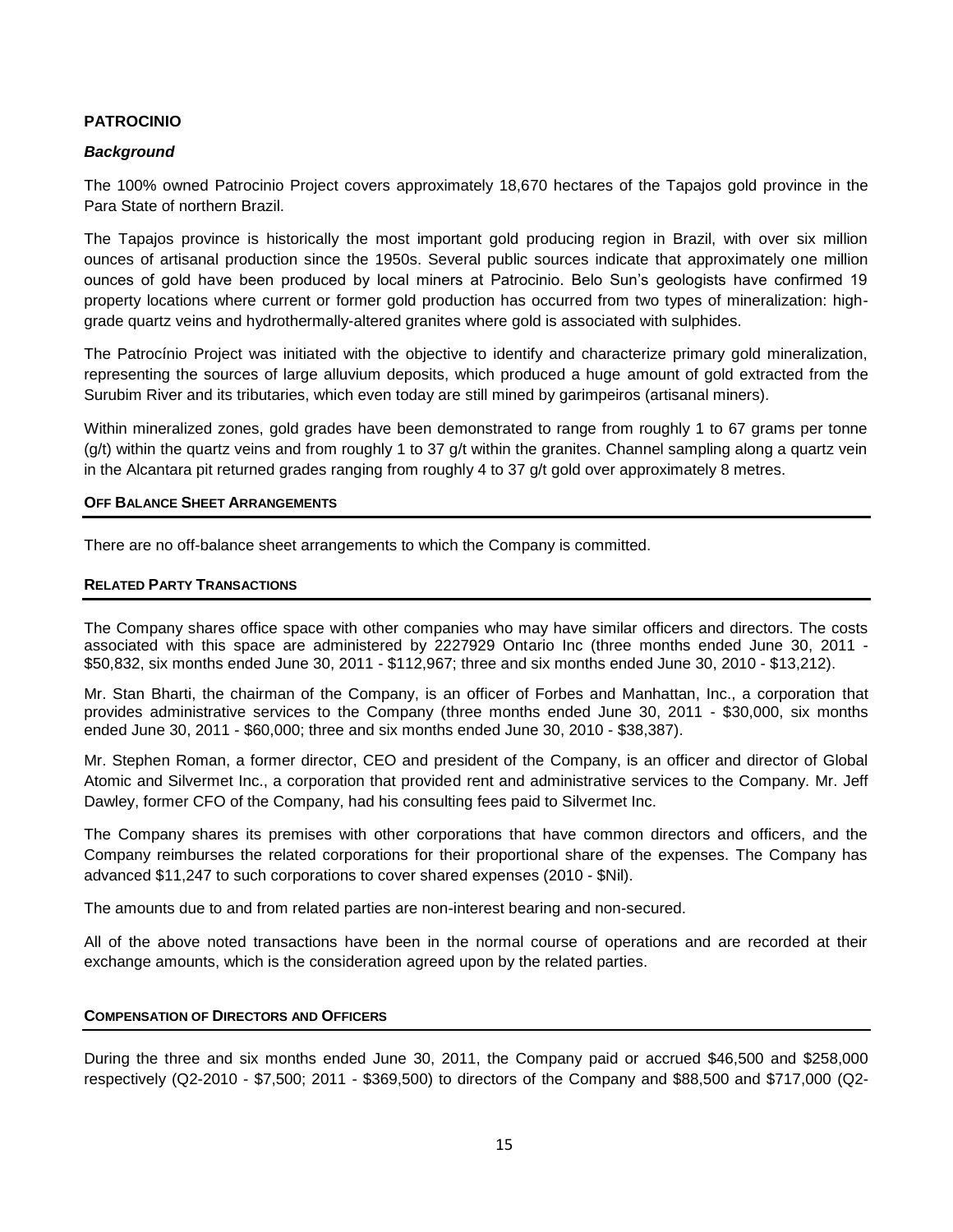## PATROCINIO

### *Background*

The 100% owned Patrocinio Project covers approximately 18,670 hectares of the Tapajos gold province in the Para State of northern Brazil.

The Tapajos province is historically the most important gold producing region in Brazil, with over six million ounces of artisanal production since the 1950s. Several public sources indicate that approximately one million ounces of gold have been produced by local miners at Patrocinio. Belo Sun's geologists have confirmed 19 property locations where current or former gold production has occurred from two types of mineralization: high-grade quartz veins and hydrothermally-altered granites where gold is associated with sulphides.

The Patrocínio Project was initiated with the objective to identify and characterize primary gold mineralization, representing the sources of large alluvium deposits, which produced a huge amount of gold extracted from the Surubim River and its tributaries, which even today are still mined by garimpeiros (artisanal miners).

Within mineralized zones, gold grades have been demonstrated to range from roughly 1 to 67 grams per tonne (g/t) within the quartz veins and from roughly 1 to 37 g/t within the granites. Channel sampling along a quartz vein in the Alcantara pit returned grades ranging from roughly 4 to 37 g/t gold over approximately 8 metres.

## OFF BALANCE SHEET ARRANGEMENTS

There are no off-balance sheet arrangements to which the Company is committed.

## RELATED PARTY TRANSACTIONS

The Company shares office space with other companies who may have similar officers and directors. The costs associated with this space are administered by 2227929 Ontario Inc (three months ended June 30, 2011 - $50,832, six months ended June 30, 2011 - $112,967; three and six months ended June 30, 2010 - $13,212).

Mr. Stan Bharti, the chairman of the Company, is an officer of Forbes and Manhattan, Inc., a corporation that provides administrative services to the Company (three months ended June 30, 2011 - $30,000, six months ended June 30, 2011 - $60,000; three and six months ended June 30, 2010 - $38,387).

Mr. Stephen Roman, a former director, CEO and president of the Company, is an officer and director of Global Atomic and Silvermet Inc., a corporation that provided rent and administrative services to the Company. Mr. Jeff Dawley, former CFO of the Company, had his consulting fees paid to Silvermet Inc.

The Company shares its premises with other corporations that have common directors and officers, and the Company reimburses the related corporations for their proportional share of the expenses. The Company has advanced $11,247 to such corporations to cover shared expenses (2010 - $Nil).

The amounts due to and from related parties are non-interest bearing and non-secured.

All of the above noted transactions have been in the normal course of operations and are recorded at their exchange amounts, which is the consideration agreed upon by the related parties.

## COMPENSATION OF DIRECTORS AND OFFICERS

During the three and six months ended June 30, 2011, the Company paid or accrued $46,500 and $258,000 respectively (Q2-2010 - $7,500; 2011 - $369,500) to directors of the Company and $88,500 and $717,000 (Q2-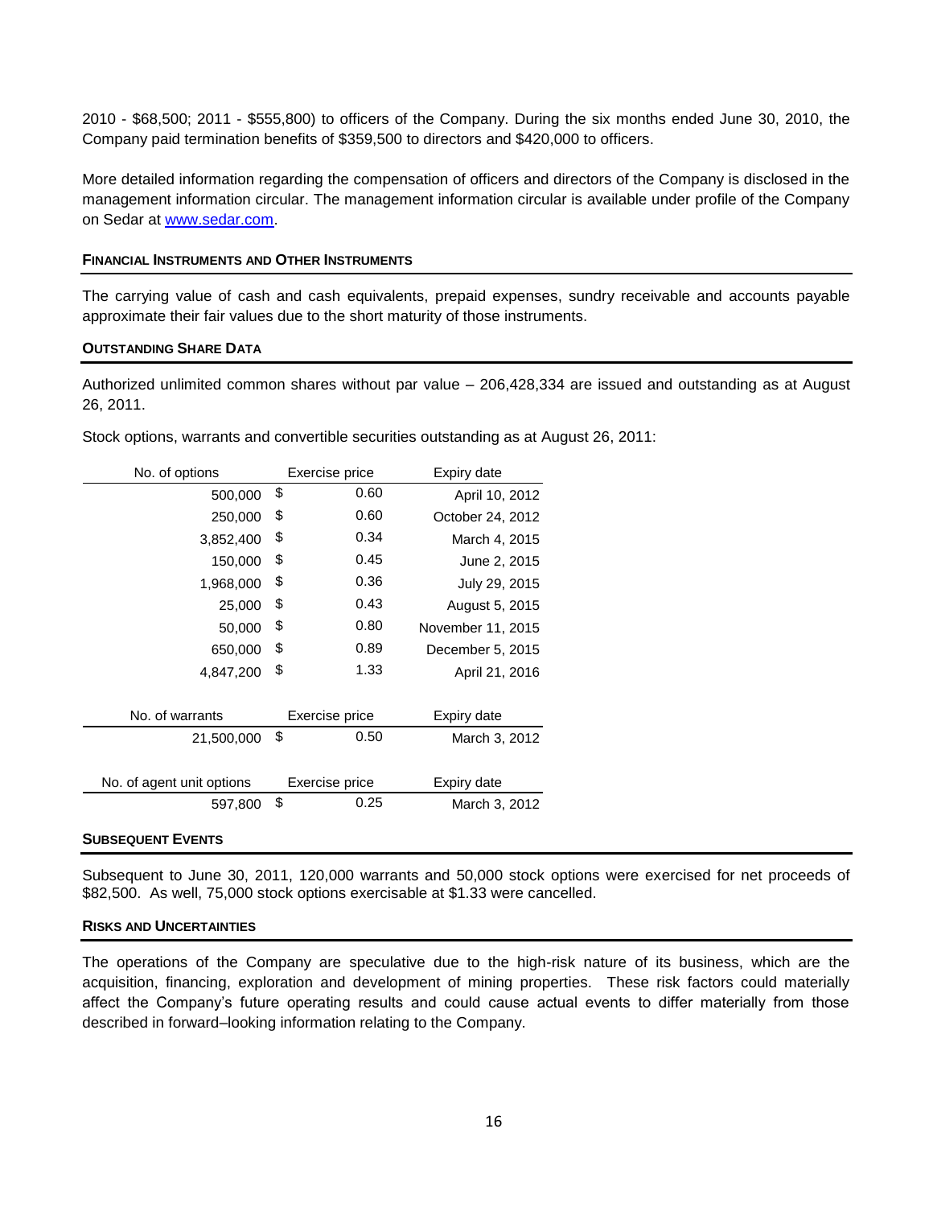2010 - $68,500; 2011 - $555,800) to officers of the Company. During the six months ended June 30, 2010, the Company paid termination benefits of $359,500 to directors and $420,000 to officers.

More detailed information regarding the compensation of officers and directors of the Company is disclosed in the management information circular. The management information circular is available under profile of the Company on Sedar at www.sedar.com.

## Financial Instruments and Other Instruments

The carrying value of cash and cash equivalents, prepaid expenses, sundry receivable and accounts payable approximate their fair values due to the short maturity of those instruments.

## Outstanding Share Data

Authorized unlimited common shares without par value – 206,428,334 are issued and outstanding as at August 26, 2011.

Stock options, warrants and convertible securities outstanding as at August 26, 2011:

| No. of options | Exercise price | Expiry date |
|---|---|---|
| 500,000 | $ 0.60 | April 10, 2012 |
| 250,000 | $ 0.60 | October 24, 2012 |
| 3,852,400 | $ 0.34 | March 4, 2015 |
| 150,000 | $ 0.45 | June 2, 2015 |
| 1,968,000 | $ 0.36 | July 29, 2015 |
| 25,000 | $ 0.43 | August 5, 2015 |
| 50,000 | $ 0.80 | November 11, 2015 |
| 650,000 | $ 0.89 | December 5, 2015 |
| 4,847,200 | $ 1.33 | April 21, 2016 |

| No. of warrants | Exercise price | Expiry date |
|---|---|---|
| 21,500,000 | $ 0.50 | March 3, 2012 |

| No. of agent unit options | Exercise price | Expiry date |
|---|---|---|
| 597,800 | $ 0.25 | March 3, 2012 |

## Subsequent Events

Subsequent to June 30, 2011, 120,000 warrants and 50,000 stock options were exercised for net proceeds of $82,500. As well, 75,000 stock options exercisable at $1.33 were cancelled.

## Risks and Uncertainties

The operations of the Company are speculative due to the high-risk nature of its business, which are the acquisition, financing, exploration and development of mining properties. These risk factors could materially affect the Company's future operating results and could cause actual events to differ materially from those described in forward–looking information relating to the Company.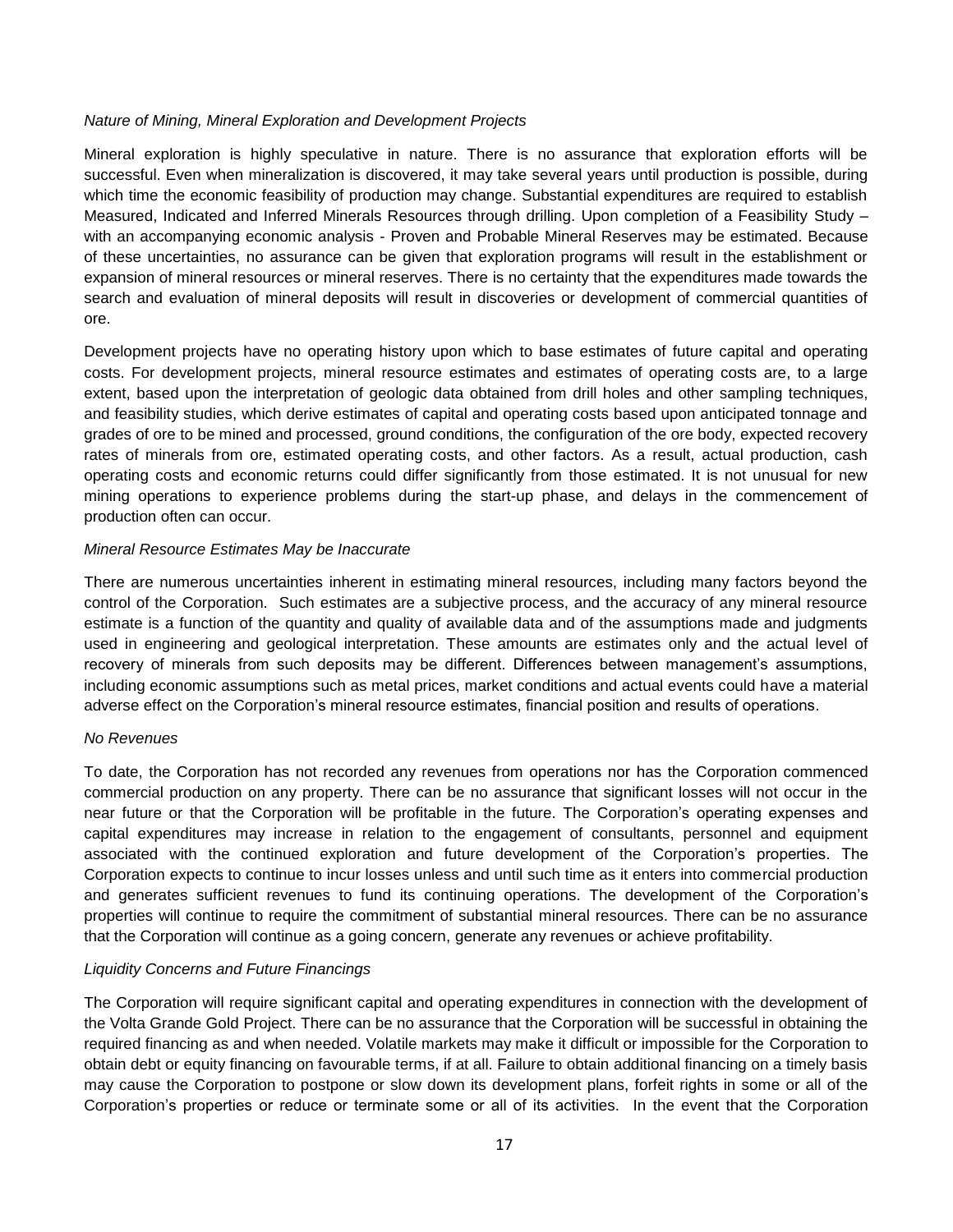*Nature of Mining, Mineral Exploration and Development Projects*

Mineral exploration is highly speculative in nature. There is no assurance that exploration efforts will be successful. Even when mineralization is discovered, it may take several years until production is possible, during which time the economic feasibility of production may change. Substantial expenditures are required to establish Measured, Indicated and Inferred Minerals Resources through drilling. Upon completion of a Feasibility Study – with an accompanying economic analysis - Proven and Probable Mineral Reserves may be estimated. Because of these uncertainties, no assurance can be given that exploration programs will result in the establishment or expansion of mineral resources or mineral reserves. There is no certainty that the expenditures made towards the search and evaluation of mineral deposits will result in discoveries or development of commercial quantities of ore.

Development projects have no operating history upon which to base estimates of future capital and operating costs. For development projects, mineral resource estimates and estimates of operating costs are, to a large extent, based upon the interpretation of geologic data obtained from drill holes and other sampling techniques, and feasibility studies, which derive estimates of capital and operating costs based upon anticipated tonnage and grades of ore to be mined and processed, ground conditions, the configuration of the ore body, expected recovery rates of minerals from ore, estimated operating costs, and other factors. As a result, actual production, cash operating costs and economic returns could differ significantly from those estimated. It is not unusual for new mining operations to experience problems during the start-up phase, and delays in the commencement of production often can occur.

*Mineral Resource Estimates May be Inaccurate*

There are numerous uncertainties inherent in estimating mineral resources, including many factors beyond the control of the Corporation. Such estimates are a subjective process, and the accuracy of any mineral resource estimate is a function of the quantity and quality of available data and of the assumptions made and judgments used in engineering and geological interpretation. These amounts are estimates only and the actual level of recovery of minerals from such deposits may be different. Differences between management's assumptions, including economic assumptions such as metal prices, market conditions and actual events could have a material adverse effect on the Corporation's mineral resource estimates, financial position and results of operations.

*No Revenues*

To date, the Corporation has not recorded any revenues from operations nor has the Corporation commenced commercial production on any property. There can be no assurance that significant losses will not occur in the near future or that the Corporation will be profitable in the future. The Corporation's operating expenses and capital expenditures may increase in relation to the engagement of consultants, personnel and equipment associated with the continued exploration and future development of the Corporation's properties. The Corporation expects to continue to incur losses unless and until such time as it enters into commercial production and generates sufficient revenues to fund its continuing operations. The development of the Corporation's properties will continue to require the commitment of substantial mineral resources. There can be no assurance that the Corporation will continue as a going concern, generate any revenues or achieve profitability.

*Liquidity Concerns and Future Financings*

The Corporation will require significant capital and operating expenditures in connection with the development of the Volta Grande Gold Project. There can be no assurance that the Corporation will be successful in obtaining the required financing as and when needed. Volatile markets may make it difficult or impossible for the Corporation to obtain debt or equity financing on favourable terms, if at all. Failure to obtain additional financing on a timely basis may cause the Corporation to postpone or slow down its development plans, forfeit rights in some or all of the Corporation's properties or reduce or terminate some or all of its activities. In the event that the Corporation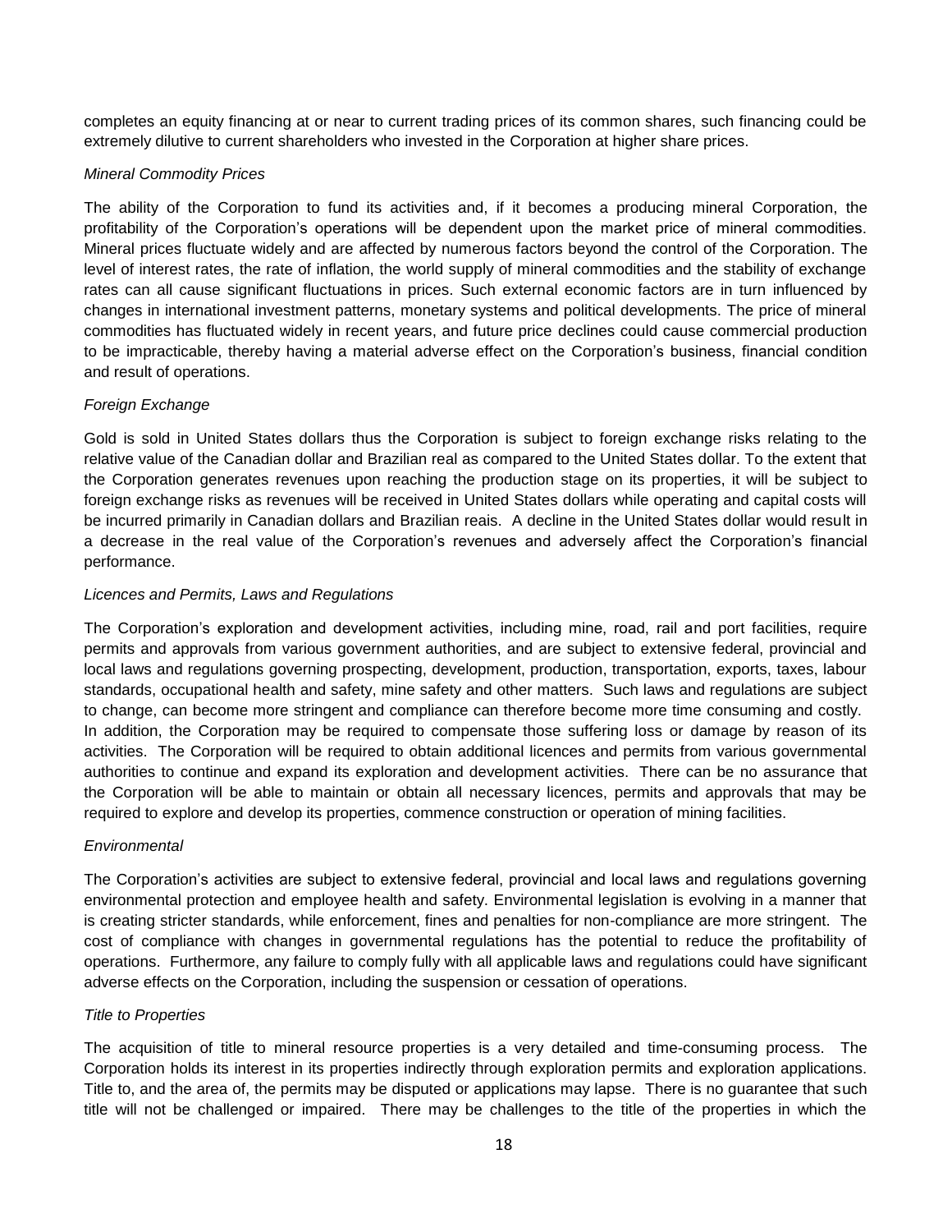completes an equity financing at or near to current trading prices of its common shares, such financing could be extremely dilutive to current shareholders who invested in the Corporation at higher share prices.

*Mineral Commodity Prices*

The ability of the Corporation to fund its activities and, if it becomes a producing mineral Corporation, the profitability of the Corporation's operations will be dependent upon the market price of mineral commodities. Mineral prices fluctuate widely and are affected by numerous factors beyond the control of the Corporation. The level of interest rates, the rate of inflation, the world supply of mineral commodities and the stability of exchange rates can all cause significant fluctuations in prices. Such external economic factors are in turn influenced by changes in international investment patterns, monetary systems and political developments. The price of mineral commodities has fluctuated widely in recent years, and future price declines could cause commercial production to be impracticable, thereby having a material adverse effect on the Corporation's business, financial condition and result of operations.

*Foreign Exchange*

Gold is sold in United States dollars thus the Corporation is subject to foreign exchange risks relating to the relative value of the Canadian dollar and Brazilian real as compared to the United States dollar. To the extent that the Corporation generates revenues upon reaching the production stage on its properties, it will be subject to foreign exchange risks as revenues will be received in United States dollars while operating and capital costs will be incurred primarily in Canadian dollars and Brazilian reais. A decline in the United States dollar would result in a decrease in the real value of the Corporation's revenues and adversely affect the Corporation's financial performance.

*Licences and Permits, Laws and Regulations*

The Corporation's exploration and development activities, including mine, road, rail and port facilities, require permits and approvals from various government authorities, and are subject to extensive federal, provincial and local laws and regulations governing prospecting, development, production, transportation, exports, taxes, labour standards, occupational health and safety, mine safety and other matters. Such laws and regulations are subject to change, can become more stringent and compliance can therefore become more time consuming and costly. In addition, the Corporation may be required to compensate those suffering loss or damage by reason of its activities. The Corporation will be required to obtain additional licences and permits from various governmental authorities to continue and expand its exploration and development activities. There can be no assurance that the Corporation will be able to maintain or obtain all necessary licences, permits and approvals that may be required to explore and develop its properties, commence construction or operation of mining facilities.

*Environmental*

The Corporation's activities are subject to extensive federal, provincial and local laws and regulations governing environmental protection and employee health and safety. Environmental legislation is evolving in a manner that is creating stricter standards, while enforcement, fines and penalties for non-compliance are more stringent. The cost of compliance with changes in governmental regulations has the potential to reduce the profitability of operations. Furthermore, any failure to comply fully with all applicable laws and regulations could have significant adverse effects on the Corporation, including the suspension or cessation of operations.

*Title to Properties*

The acquisition of title to mineral resource properties is a very detailed and time-consuming process. The Corporation holds its interest in its properties indirectly through exploration permits and exploration applications. Title to, and the area of, the permits may be disputed or applications may lapse. There is no guarantee that such title will not be challenged or impaired. There may be challenges to the title of the properties in which the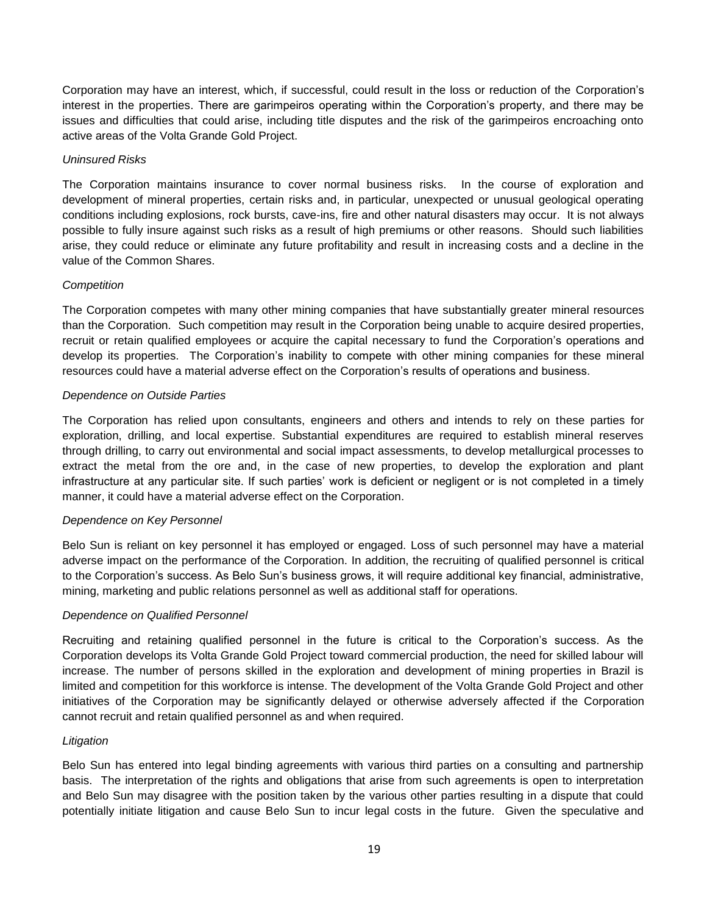Corporation may have an interest, which, if successful, could result in the loss or reduction of the Corporation's interest in the properties. There are garimpeiros operating within the Corporation's property, and there may be issues and difficulties that could arise, including title disputes and the risk of the garimpeiros encroaching onto active areas of the Volta Grande Gold Project.

*Uninsured Risks*

The Corporation maintains insurance to cover normal business risks. In the course of exploration and development of mineral properties, certain risks and, in particular, unexpected or unusual geological operating conditions including explosions, rock bursts, cave-ins, fire and other natural disasters may occur. It is not always possible to fully insure against such risks as a result of high premiums or other reasons. Should such liabilities arise, they could reduce or eliminate any future profitability and result in increasing costs and a decline in the value of the Common Shares.

*Competition*

The Corporation competes with many other mining companies that have substantially greater mineral resources than the Corporation. Such competition may result in the Corporation being unable to acquire desired properties, recruit or retain qualified employees or acquire the capital necessary to fund the Corporation's operations and develop its properties. The Corporation's inability to compete with other mining companies for these mineral resources could have a material adverse effect on the Corporation's results of operations and business.

*Dependence on Outside Parties*

The Corporation has relied upon consultants, engineers and others and intends to rely on these parties for exploration, drilling, and local expertise. Substantial expenditures are required to establish mineral reserves through drilling, to carry out environmental and social impact assessments, to develop metallurgical processes to extract the metal from the ore and, in the case of new properties, to develop the exploration and plant infrastructure at any particular site. If such parties' work is deficient or negligent or is not completed in a timely manner, it could have a material adverse effect on the Corporation.

*Dependence on Key Personnel*

Belo Sun is reliant on key personnel it has employed or engaged. Loss of such personnel may have a material adverse impact on the performance of the Corporation. In addition, the recruiting of qualified personnel is critical to the Corporation's success. As Belo Sun's business grows, it will require additional key financial, administrative, mining, marketing and public relations personnel as well as additional staff for operations.

*Dependence on Qualified Personnel*

Recruiting and retaining qualified personnel in the future is critical to the Corporation's success. As the Corporation develops its Volta Grande Gold Project toward commercial production, the need for skilled labour will increase. The number of persons skilled in the exploration and development of mining properties in Brazil is limited and competition for this workforce is intense. The development of the Volta Grande Gold Project and other initiatives of the Corporation may be significantly delayed or otherwise adversely affected if the Corporation cannot recruit and retain qualified personnel as and when required.

*Litigation*

Belo Sun has entered into legal binding agreements with various third parties on a consulting and partnership basis. The interpretation of the rights and obligations that arise from such agreements is open to interpretation and Belo Sun may disagree with the position taken by the various other parties resulting in a dispute that could potentially initiate litigation and cause Belo Sun to incur legal costs in the future. Given the speculative and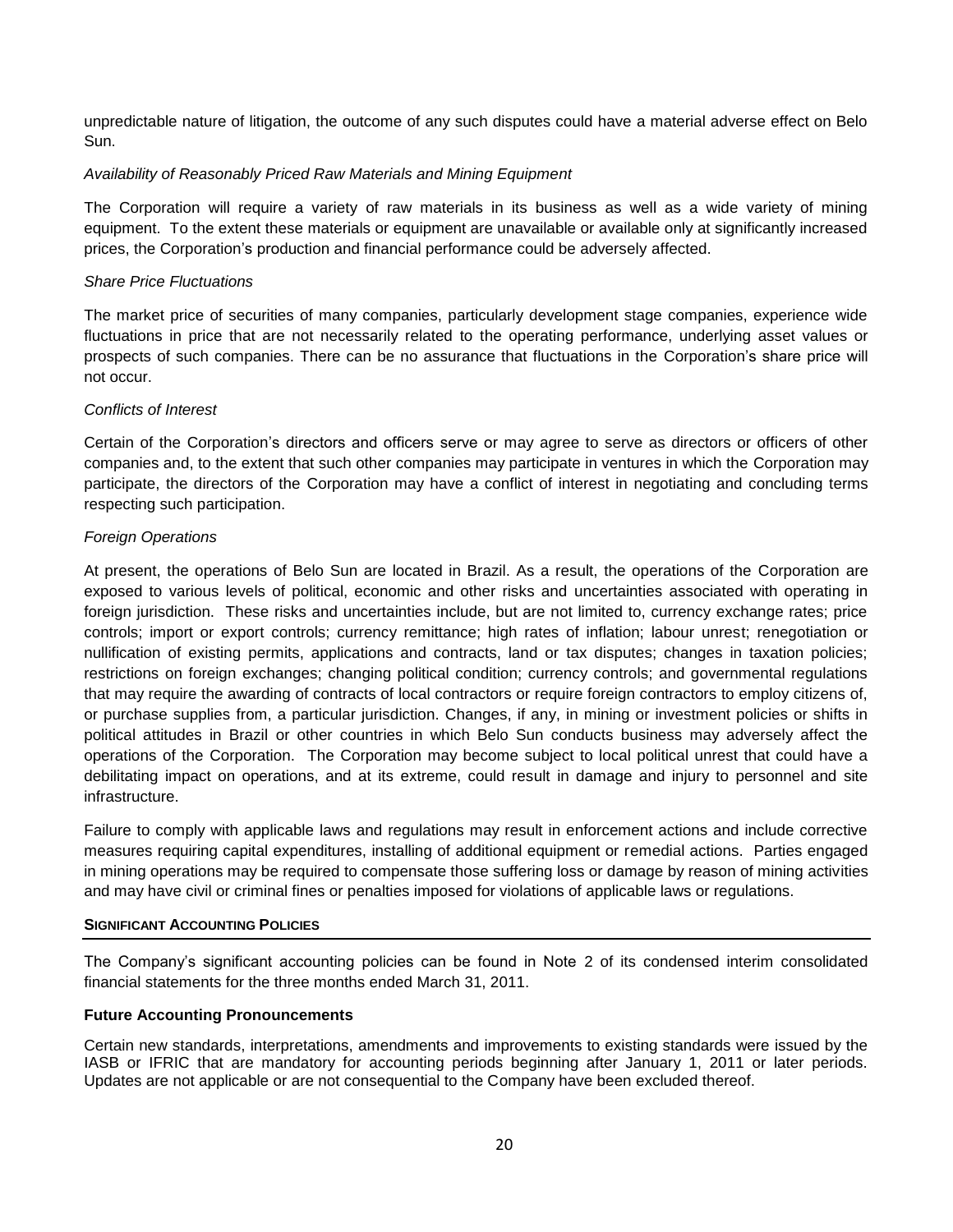unpredictable nature of litigation, the outcome of any such disputes could have a material adverse effect on Belo Sun.

*Availability of Reasonably Priced Raw Materials and Mining Equipment*

The Corporation will require a variety of raw materials in its business as well as a wide variety of mining equipment. To the extent these materials or equipment are unavailable or available only at significantly increased prices, the Corporation's production and financial performance could be adversely affected.

*Share Price Fluctuations*

The market price of securities of many companies, particularly development stage companies, experience wide fluctuations in price that are not necessarily related to the operating performance, underlying asset values or prospects of such companies. There can be no assurance that fluctuations in the Corporation's share price will not occur.

*Conflicts of Interest*

Certain of the Corporation's directors and officers serve or may agree to serve as directors or officers of other companies and, to the extent that such other companies may participate in ventures in which the Corporation may participate, the directors of the Corporation may have a conflict of interest in negotiating and concluding terms respecting such participation.

*Foreign Operations*

At present, the operations of Belo Sun are located in Brazil. As a result, the operations of the Corporation are exposed to various levels of political, economic and other risks and uncertainties associated with operating in foreign jurisdiction. These risks and uncertainties include, but are not limited to, currency exchange rates; price controls; import or export controls; currency remittance; high rates of inflation; labour unrest; renegotiation or nullification of existing permits, applications and contracts, land or tax disputes; changes in taxation policies; restrictions on foreign exchanges; changing political condition; currency controls; and governmental regulations that may require the awarding of contracts of local contractors or require foreign contractors to employ citizens of, or purchase supplies from, a particular jurisdiction. Changes, if any, in mining or investment policies or shifts in political attitudes in Brazil or other countries in which Belo Sun conducts business may adversely affect the operations of the Corporation. The Corporation may become subject to local political unrest that could have a debilitating impact on operations, and at its extreme, could result in damage and injury to personnel and site infrastructure.

Failure to comply with applicable laws and regulations may result in enforcement actions and include corrective measures requiring capital expenditures, installing of additional equipment or remedial actions. Parties engaged in mining operations may be required to compensate those suffering loss or damage by reason of mining activities and may have civil or criminal fines or penalties imposed for violations of applicable laws or regulations.

## SIGNIFICANT ACCOUNTING POLICIES

The Company's significant accounting policies can be found in Note 2 of its condensed interim consolidated financial statements for the three months ended March 31, 2011.

### Future Accounting Pronouncements

Certain new standards, interpretations, amendments and improvements to existing standards were issued by the IASB or IFRIC that are mandatory for accounting periods beginning after January 1, 2011 or later periods. Updates are not applicable or are not consequential to the Company have been excluded thereof.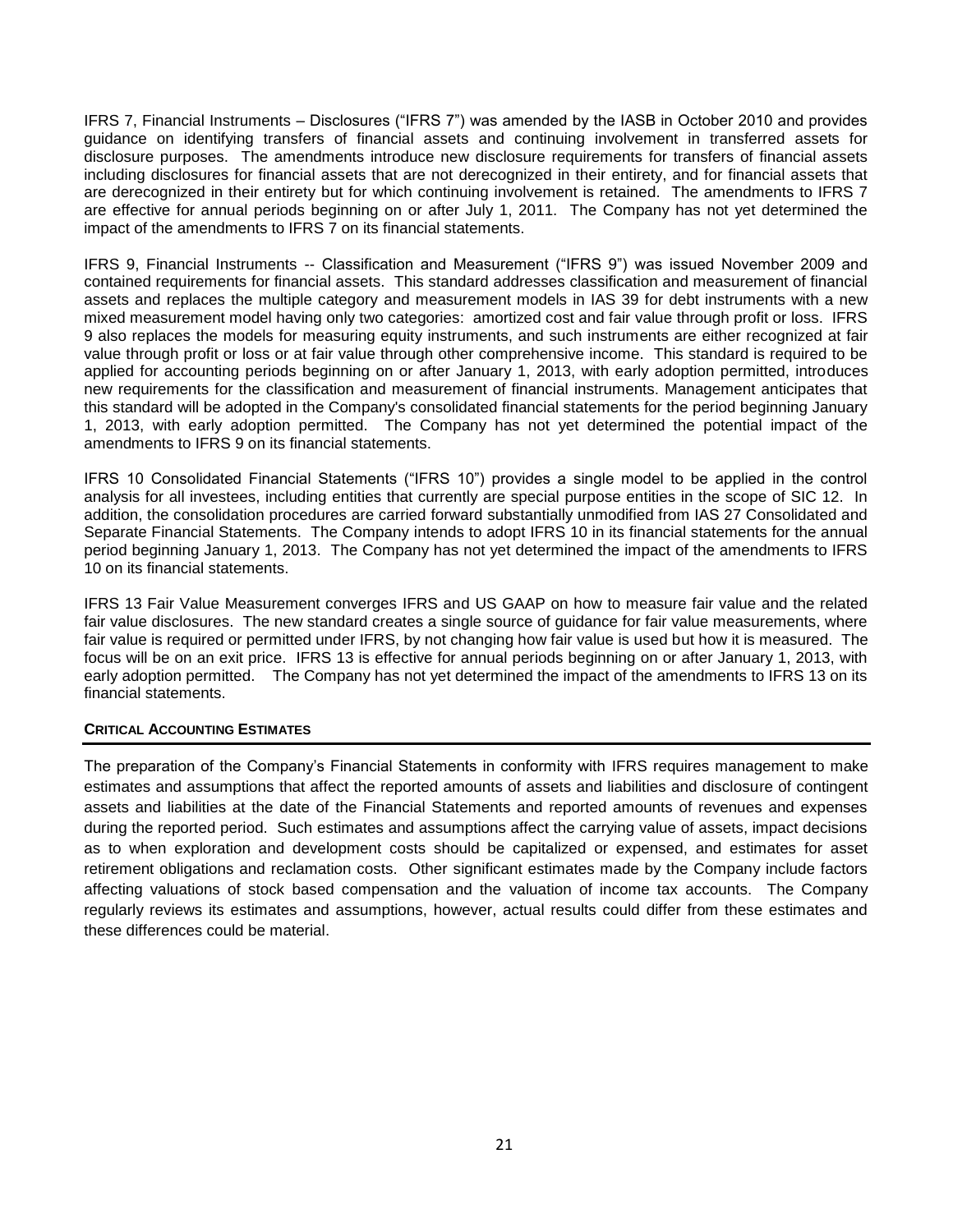IFRS 7, Financial Instruments – Disclosures ("IFRS 7") was amended by the IASB in October 2010 and provides guidance on identifying transfers of financial assets and continuing involvement in transferred assets for disclosure purposes. The amendments introduce new disclosure requirements for transfers of financial assets including disclosures for financial assets that are not derecognized in their entirety, and for financial assets that are derecognized in their entirety but for which continuing involvement is retained. The amendments to IFRS 7 are effective for annual periods beginning on or after July 1, 2011. The Company has not yet determined the impact of the amendments to IFRS 7 on its financial statements.

IFRS 9, Financial Instruments -- Classification and Measurement ("IFRS 9") was issued November 2009 and contained requirements for financial assets. This standard addresses classification and measurement of financial assets and replaces the multiple category and measurement models in IAS 39 for debt instruments with a new mixed measurement model having only two categories: amortized cost and fair value through profit or loss. IFRS 9 also replaces the models for measuring equity instruments, and such instruments are either recognized at fair value through profit or loss or at fair value through other comprehensive income. This standard is required to be applied for accounting periods beginning on or after January 1, 2013, with early adoption permitted, introduces new requirements for the classification and measurement of financial instruments. Management anticipates that this standard will be adopted in the Company's consolidated financial statements for the period beginning January 1, 2013, with early adoption permitted. The Company has not yet determined the potential impact of the amendments to IFRS 9 on its financial statements.

IFRS 10 Consolidated Financial Statements ("IFRS 10") provides a single model to be applied in the control analysis for all investees, including entities that currently are special purpose entities in the scope of SIC 12. In addition, the consolidation procedures are carried forward substantially unmodified from IAS 27 Consolidated and Separate Financial Statements. The Company intends to adopt IFRS 10 in its financial statements for the annual period beginning January 1, 2013. The Company has not yet determined the impact of the amendments to IFRS 10 on its financial statements.

IFRS 13 Fair Value Measurement converges IFRS and US GAAP on how to measure fair value and the related fair value disclosures. The new standard creates a single source of guidance for fair value measurements, where fair value is required or permitted under IFRS, by not changing how fair value is used but how it is measured. The focus will be on an exit price. IFRS 13 is effective for annual periods beginning on or after January 1, 2013, with early adoption permitted. The Company has not yet determined the impact of the amendments to IFRS 13 on its financial statements.

## CRITICAL ACCOUNTING ESTIMATES

The preparation of the Company's Financial Statements in conformity with IFRS requires management to make estimates and assumptions that affect the reported amounts of assets and liabilities and disclosure of contingent assets and liabilities at the date of the Financial Statements and reported amounts of revenues and expenses during the reported period. Such estimates and assumptions affect the carrying value of assets, impact decisions as to when exploration and development costs should be capitalized or expensed, and estimates for asset retirement obligations and reclamation costs. Other significant estimates made by the Company include factors affecting valuations of stock based compensation and the valuation of income tax accounts. The Company regularly reviews its estimates and assumptions, however, actual results could differ from these estimates and these differences could be material.